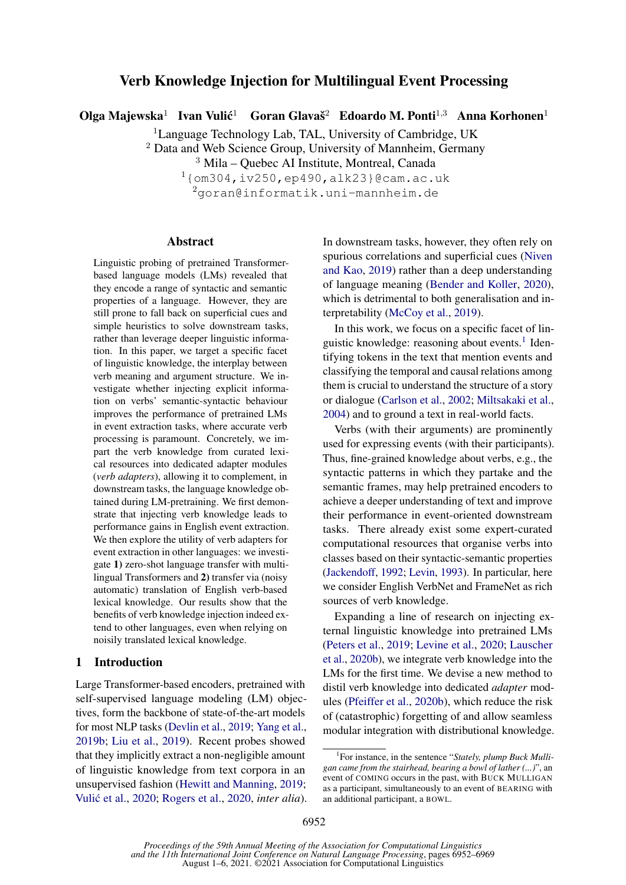# Verb Knowledge Injection for Multilingual Event Processing

**Olga Majewska**[1] **Ivan Vulić**[1] **Goran Glavaš**[2] **Edoardo M. Ponti**[1,3] **Anna Korhonen**[1]

[1]Language Technology Lab, TAL, University of Cambridge, UK
[2] Data and Web Science Group, University of Mannheim, Germany
[3] Mila – Quebec AI Institute, Montreal, Canada
[1]{om304,iv250,ep490,alk23}@cam.ac.uk
[2]goran@informatik.uni-mannheim.de

## Abstract

Linguistic probing of pretrained Transformer-based language models (LMs) revealed that they encode a range of syntactic and semantic properties of a language. However, they are still prone to fall back on superficial cues and simple heuristics to solve downstream tasks, rather than leverage deeper linguistic information. In this paper, we target a specific facet of linguistic knowledge, the interplay between verb meaning and argument structure. We investigate whether injecting explicit information on verbs' semantic-syntactic behaviour improves the performance of pretrained LMs in event extraction tasks, where accurate verb processing is paramount. Concretely, we impart the verb knowledge from curated lexical resources into dedicated adapter modules (*verb adapters*), allowing it to complement, in downstream tasks, the language knowledge obtained during LM-pretraining. We first demonstrate that injecting verb knowledge leads to performance gains in English event extraction. We then explore the utility of verb adapters for event extraction in other languages: we investigate **1)** zero-shot language transfer with multilingual Transformers and **2)** transfer via (noisy automatic) translation of English verb-based lexical knowledge. Our results show that the benefits of verb knowledge injection indeed extend to other languages, even when relying on noisily translated lexical knowledge.

## 1 Introduction

Large Transformer-based encoders, pretrained with self-supervised language modeling (LM) objectives, form the backbone of state-of-the-art models for most NLP tasks (Devlin et al., 2019; Yang et al., 2019b; Liu et al., 2019). Recent probes showed that they implicitly extract a non-negligible amount of linguistic knowledge from text corpora in an unsupervised fashion (Hewitt and Manning, 2019; Vulić et al., 2020; Rogers et al., 2020, *inter alia*). In downstream tasks, however, they often rely on spurious correlations and superficial cues (Niven and Kao, 2019) rather than a deep understanding of language meaning (Bender and Koller, 2020), which is detrimental to both generalisation and interpretability (McCoy et al., 2019).

In this work, we focus on a specific facet of linguistic knowledge: reasoning about events.[1] Identifying tokens in the text that mention events and classifying the temporal and causal relations among them is crucial to understand the structure of a story or dialogue (Carlson et al., 2002; Miltsakaki et al., 2004) and to ground a text in real-world facts.

Verbs (with their arguments) are prominently used for expressing events (with their participants). Thus, fine-grained knowledge about verbs, e.g., the syntactic patterns in which they partake and the semantic frames, may help pretrained encoders to achieve a deeper understanding of text and improve their performance in event-oriented downstream tasks. There already exist some expert-curated computational resources that organise verbs into classes based on their syntactic-semantic properties (Jackendoff, 1992; Levin, 1993). In particular, here we consider English VerbNet and FrameNet as rich sources of verb knowledge.

Expanding a line of research on injecting external linguistic knowledge into pretrained LMs (Peters et al., 2019; Levine et al., 2020; Lauscher et al., 2020b), we integrate verb knowledge into the LMs for the first time. We devise a new method to distil verb knowledge into dedicated *adapter* modules (Pfeiffer et al., 2020b), which reduce the risk of (catastrophic) forgetting of and allow seamless modular integration with distributional knowledge.

[1]For instance, in the sentence "*Stately, plump Buck Mulligan came from the stairhead, bearing a bowl of lather (...)*", an event of COMING occurs in the past, with BUCK MULLIGAN as a participant, simultaneously to an event of BEARING with an additional participant, a BOWL.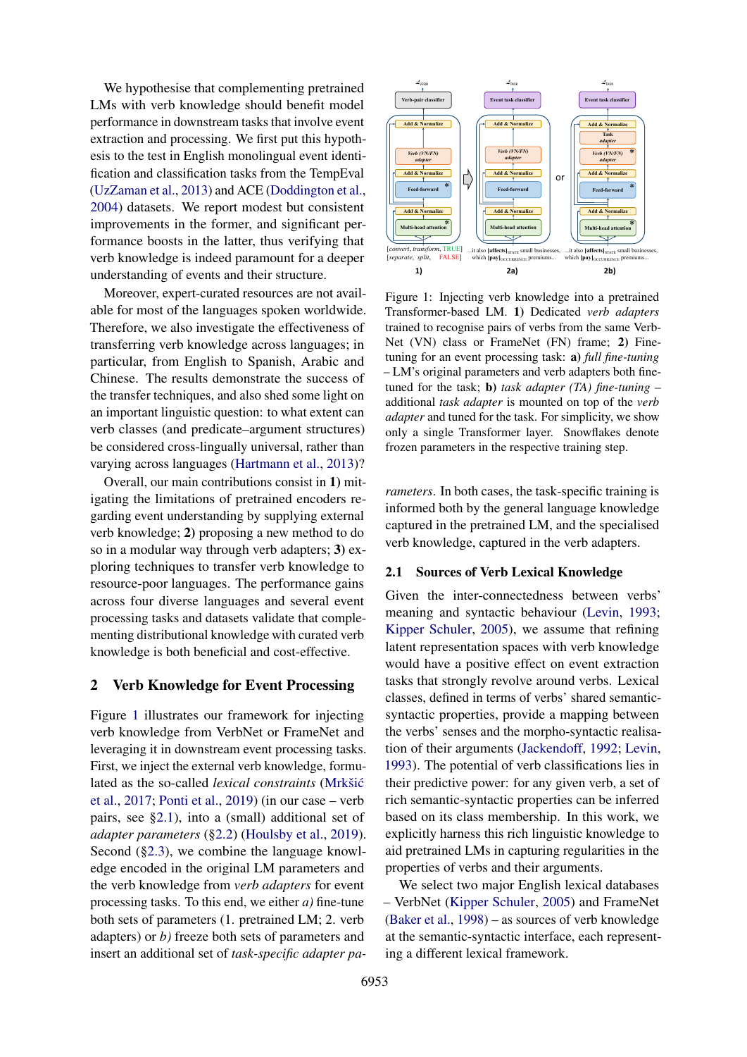We hypothesise that complementing pretrained LMs with verb knowledge should benefit model performance in downstream tasks that involve event extraction and processing. We first put this hypothesis to the test in English monolingual event identification and classification tasks from the TempEval (UzZaman et al., 2013) and ACE (Doddington et al., 2004) datasets. We report modest but consistent improvements in the former, and significant performance boosts in the latter, thus verifying that verb knowledge is indeed paramount for a deeper understanding of events and their structure.

Moreover, expert-curated resources are not available for most of the languages spoken worldwide. Therefore, we also investigate the effectiveness of transferring verb knowledge across languages; in particular, from English to Spanish, Arabic and Chinese. The results demonstrate the success of the transfer techniques, and also shed some light on an important linguistic question: to what extent can verb classes (and predicate–argument structures) be considered cross-lingually universal, rather than varying across languages (Hartmann et al., 2013)?

Overall, our main contributions consist in **1)** mitigating the limitations of pretrained encoders regarding event understanding by supplying external verb knowledge; **2)** proposing a new method to do so in a modular way through verb adapters; **3)** exploring techniques to transfer verb knowledge to resource-poor languages. The performance gains across four diverse languages and several event processing tasks and datasets validate that complementing distributional knowledge with curated verb knowledge is both beneficial and cost-effective.

## 2 Verb Knowledge for Event Processing

Figure 1 illustrates our framework for injecting verb knowledge from VerbNet or FrameNet and leveraging it in downstream event processing tasks. First, we inject the external verb knowledge, formulated as the so-called *lexical constraints* (Mrkšić et al., 2017; Ponti et al., 2019) (in our case – verb pairs, see §2.1), into a (small) additional set of *adapter parameters* (§2.2) (Houlsby et al., 2019). Second (§2.3), we combine the language knowledge encoded in the original LM parameters and the verb knowledge from *verb adapters* for event processing tasks. To this end, we either *a)* fine-tune both sets of parameters (1. pretrained LM; 2. verb adapters) or *b)* freeze both sets of parameters and insert an additional set of *task-specific adapter parameters*. In both cases, the task-specific training is informed both by the general language knowledge captured in the pretrained LM, and the specialised verb knowledge, captured in the verb adapters.

Figure 1: Injecting verb knowledge into a pretrained Transformer-based LM. **1)** Dedicated *verb adapters* trained to recognise pairs of verbs from the same VerbNet (VN) class or FrameNet (FN) frame; **2)** Fine-tuning for an event processing task: **a)** *full fine-tuning* – LM's original parameters and verb adapters both fine-tuned for the task; **b)** *task adapter (TA) fine-tuning* – additional *task adapter* is mounted on top of the *verb adapter* and tuned for the task. For simplicity, we show only a single Transformer layer. Snowflakes denote frozen parameters in the respective training step.

### 2.1 Sources of Verb Lexical Knowledge

Given the inter-connectedness between verbs' meaning and syntactic behaviour (Levin, 1993; Kipper Schuler, 2005), we assume that refining latent representation spaces with verb knowledge would have a positive effect on event extraction tasks that strongly revolve around verbs. Lexical classes, defined in terms of verbs' shared semantic-syntactic properties, provide a mapping between the verbs' senses and the morpho-syntactic realisation of their arguments (Jackendoff, 1992; Levin, 1993). The potential of verb classifications lies in their predictive power: for any given verb, a set of rich semantic-syntactic properties can be inferred based on its class membership. In this work, we explicitly harness this rich linguistic knowledge to aid pretrained LMs in capturing regularities in the properties of verbs and their arguments.

We select two major English lexical databases – VerbNet (Kipper Schuler, 2005) and FrameNet (Baker et al., 1998) – as sources of verb knowledge at the semantic-syntactic interface, each representing a different lexical framework.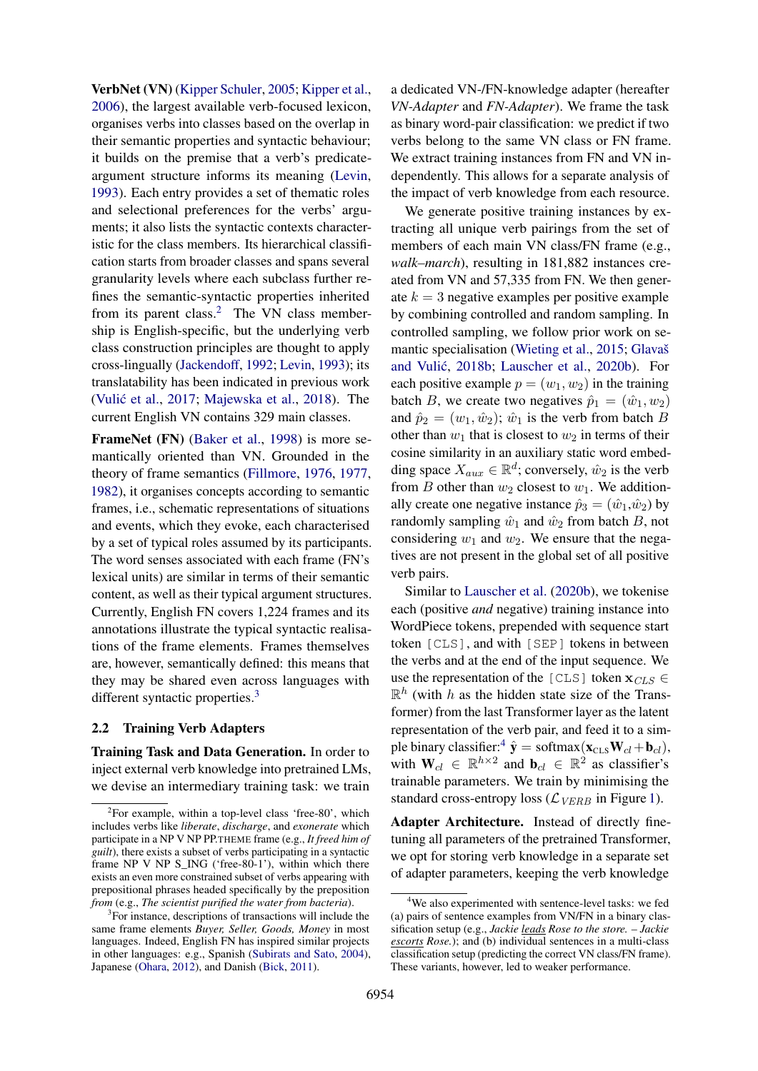**VerbNet (VN)** (Kipper Schuler, 2005; Kipper et al., 2006), the largest available verb-focused lexicon, organises verbs into classes based on the overlap in their semantic properties and syntactic behaviour; it builds on the premise that a verb's predicate-argument structure informs its meaning (Levin, 1993). Each entry provides a set of thematic roles and selectional preferences for the verbs' arguments; it also lists the syntactic contexts characteristic for the class members. Its hierarchical classification starts from broader classes and spans several granularity levels where each subclass further refines the semantic-syntactic properties inherited from its parent class.[2] The VN class membership is English-specific, but the underlying verb class construction principles are thought to apply cross-lingually (Jackendoff, 1992; Levin, 1993); its translatability has been indicated in previous work (Vulić et al., 2017; Majewska et al., 2018). The current English VN contains 329 main classes.

**FrameNet (FN)** (Baker et al., 1998) is more semantically oriented than VN. Grounded in the theory of frame semantics (Fillmore, 1976, 1977, 1982), it organises concepts according to semantic frames, i.e., schematic representations of situations and events, which they evoke, each characterised by a set of typical roles assumed by its participants. The word senses associated with each frame (FN's lexical units) are similar in terms of their semantic content, as well as their typical argument structures. Currently, English FN covers 1,224 frames and its annotations illustrate the typical syntactic realisations of the frame elements. Frames themselves are, however, semantically defined: this means that they may be shared even across languages with different syntactic properties.[3]

## 2.2 Training Verb Adapters

**Training Task and Data Generation.** In order to inject external verb knowledge into pretrained LMs, we devise an intermediary training task: we train a dedicated VN-/FN-knowledge adapter (hereafter *VN-Adapter* and *FN-Adapter*). We frame the task as binary word-pair classification: we predict if two verbs belong to the same VN class or FN frame. We extract training instances from FN and VN independently. This allows for a separate analysis of the impact of verb knowledge from each resource.

We generate positive training instances by extracting all unique verb pairings from the set of members of each main VN class/FN frame (e.g., *walk–march*), resulting in 181,882 instances created from VN and 57,335 from FN. We then generate $k = 3$ negative examples per positive example by combining controlled and random sampling. In controlled sampling, we follow prior work on semantic specialisation (Wieting et al., 2015; Glavaš and Vulić, 2018b; Lauscher et al., 2020b). For each positive example $p = (w_1, w_2)$ in the training batch $B$, we create two negatives $\hat{p}_1 = (\hat{w}_1, w_2)$ and $\hat{p}_2 = (w_1, \hat{w}_2)$; $\hat{w}_1$ is the verb from batch $B$ other than $w_1$ that is closest to $w_2$ in terms of their cosine similarity in an auxiliary static word embedding space $X_{aux} \in \mathbb{R}^d$; conversely, $\hat{w}_2$ is the verb from $B$ other than $w_2$ closest to $w_1$. We additionally create one negative instance $\hat{p}_3 = (\hat{w}_1, \hat{w}_2)$ by randomly sampling $\hat{w}_1$ and $\hat{w}_2$ from batch $B$, not considering $w_1$ and $w_2$. We ensure that the negatives are not present in the global set of all positive verb pairs.

Similar to Lauscher et al. (2020b), we tokenise each (positive *and* negative) training instance into WordPiece tokens, prepended with sequence start token [CLS], and with [SEP] tokens in between the verbs and at the end of the input sequence. We use the representation of the [CLS] token $\mathbf{x}_{CLS} \in \mathbb{R}^h$ (with $h$ as the hidden state size of the Transformer) from the last Transformer layer as the latent representation of the verb pair, and feed it to a simple binary classifier:[4] $\hat{\mathbf{y}} = \text{softmax}(\mathbf{x}_{\text{CLS}}\mathbf{W}_{cl} + \mathbf{b}_{cl})$, with $\mathbf{W}_{cl} \in \mathbb{R}^{h\times 2}$ and $\mathbf{b}_{cl} \in \mathbb{R}^2$ as classifier's trainable parameters. We train by minimising the standard cross-entropy loss ($\mathcal{L}_{VERB}$ in Figure 1).

**Adapter Architecture.** Instead of directly fine-tuning all parameters of the pretrained Transformer, we opt for storing verb knowledge in a separate set of adapter parameters, keeping the verb knowledge

[2] For example, within a top-level class 'free-80', which includes verbs like *liberate*, *discharge*, and *exonerate* which participate in a NP V NP PP.THEME frame (e.g., *It freed him of guilt*), there exists a subset of verbs participating in a syntactic frame NP V NP S_ING ('free-80-1'), within which there exists an even more constrained subset of verbs appearing with prepositional phrases headed specifically by the preposition *from* (e.g., *The scientist purified the water from bacteria*).

[3] For instance, descriptions of transactions will include the same frame elements *Buyer, Seller, Goods, Money* in most languages. Indeed, English FN has inspired similar projects in other languages: e.g., Spanish (Subirats and Sato, 2004), Japanese (Ohara, 2012), and Danish (Bick, 2011).

[4] We also experimented with sentence-level tasks: we fed (a) pairs of sentence examples from VN/FN in a binary classification setup (e.g., *Jackie leads Rose to the store. – Jackie escorts Rose.*); and (b) individual sentences in a multi-class classification setup (predicting the correct VN class/FN frame). These variants, however, led to weaker performance.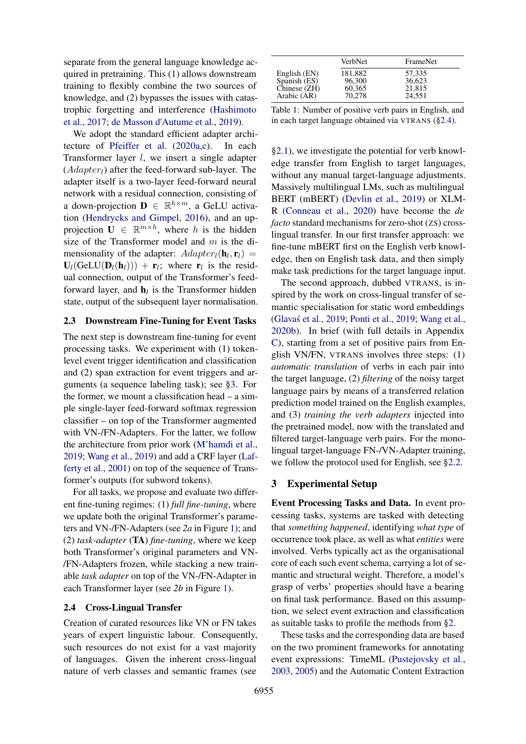separate from the general language knowledge acquired in pretraining. This (1) allows downstream training to flexibly combine the two sources of knowledge, and (2) bypasses the issues with catastrophic forgetting and interference (Hashimoto et al., 2017; de Masson d'Autume et al., 2019).

We adopt the standard efficient adapter architecture of Pfeiffer et al. (2020a,c). In each Transformer layer $l$, we insert a single adapter ($Adapter_l$) after the feed-forward sub-layer. The adapter itself is a two-layer feed-forward neural network with a residual connection, consisting of a down-projection $\mathbf{D} \in \mathbb{R}^{h \times m}$, a GeLU activation (Hendrycks and Gimpel, 2016), and an up-projection $\mathbf{U} \in \mathbb{R}^{m \times h}$, where $h$ is the hidden size of the Transformer model and $m$ is the dimensionality of the adapter: $Adapter_l(\mathbf{h}_l, \mathbf{r}_l) = \mathbf{U}_l(\text{GeLU}(\mathbf{D}_l(\mathbf{h}_l))) + \mathbf{r}_l$; where $\mathbf{r}_l$ is the residual connection, output of the Transformer's feed-forward layer, and $\mathbf{h}_l$ is the Transformer hidden state, output of the subsequent layer normalisation.

## 2.3 Downstream Fine-Tuning for Event Tasks

The next step is downstream fine-tuning for event processing tasks. We experiment with (1) token-level event trigger identification and classification and (2) span extraction for event triggers and arguments (a sequence labeling task); see §3. For the former, we mount a classification head – a simple single-layer feed-forward softmax regression classifier – on top of the Transformer augmented with VN-/FN-Adapters. For the latter, we follow the architecture from prior work (M'hamdi et al., 2019; Wang et al., 2019) and add a CRF layer (Lafferty et al., 2001) on top of the sequence of Transformer's outputs (for subword tokens).

For all tasks, we propose and evaluate two different fine-tuning regimes: (1) *full fine-tuning*, where we update both the original Transformer's parameters and VN-/FN-Adapters (see *2a* in Figure 1); and (2) *task-adapter* (**TA**) *fine-tuning*, where we keep both Transformer's original parameters and VN-/FN-Adapters frozen, while stacking a new trainable *task adapter* on top of the VN-/FN-Adapter in each Transformer layer (see *2b* in Figure 1).

## 2.4 Cross-Lingual Transfer

Creation of curated resources like VN or FN takes years of expert linguistic labour. Consequently, such resources do not exist for a vast majority of languages. Given the inherent cross-lingual nature of verb classes and semantic frames (see §2.1), we investigate the potential for verb knowledge transfer from English to target languages, without any manual target-language adjustments. Massively multilingual LMs, such as multilingual BERT (mBERT) (Devlin et al., 2019) or XLM-R (Conneau et al., 2020) have become the *de facto* standard mechanisms for zero-shot (ZS) cross-lingual transfer. In our first transfer approach: we fine-tune mBERT first on the English verb knowledge, then on English task data, and then simply make task predictions for the target language input.

| | VerbNet | FrameNet |
|---|---|---|
| English (EN) | 181,882 | 57,335 |
| Spanish (ES) | 96,300 | 36,623 |
| Chinese (ZH) | 60,365 | 21,815 |
| Arabic (AR) | 70,278 | 24,551 |

Table 1: Number of positive verb pairs in English, and in each target language obtained via VTRANS (§2.4).

The second approach, dubbed VTRANS, is inspired by the work on cross-lingual transfer of semantic specialisation for static word embeddings (Glavaš et al., 2019; Ponti et al., 2019; Wang et al., 2020b). In brief (with full details in Appendix C), starting from a set of positive pairs from English VN/FN, VTRANS involves three steps: (1) *automatic translation* of verbs in each pair into the target language, (2) *filtering* of the noisy target language pairs by means of a transferred relation prediction model trained on the English examples, and (3) *training the verb adapters* injected into the pretrained model, now with the translated and filtered target-language verb pairs. For the monolingual target-language FN-/VN-Adapter training, we follow the protocol used for English, see §2.2.

# 3 Experimental Setup

**Event Processing Tasks and Data.** In event processing tasks, systems are tasked with detecting that *something happened*, identifying *what type* of occurrence took place, as well as what *entities* were involved. Verbs typically act as the organisational core of each such event schema, carrying a lot of semantic and structural weight. Therefore, a model's grasp of verbs' properties should have a bearing on final task performance. Based on this assumption, we select event extraction and classification as suitable tasks to profile the methods from §2.

These tasks and the corresponding data are based on the two prominent frameworks for annotating event expressions: TimeML (Pustejovsky et al., 2003, 2005) and the Automatic Content Extraction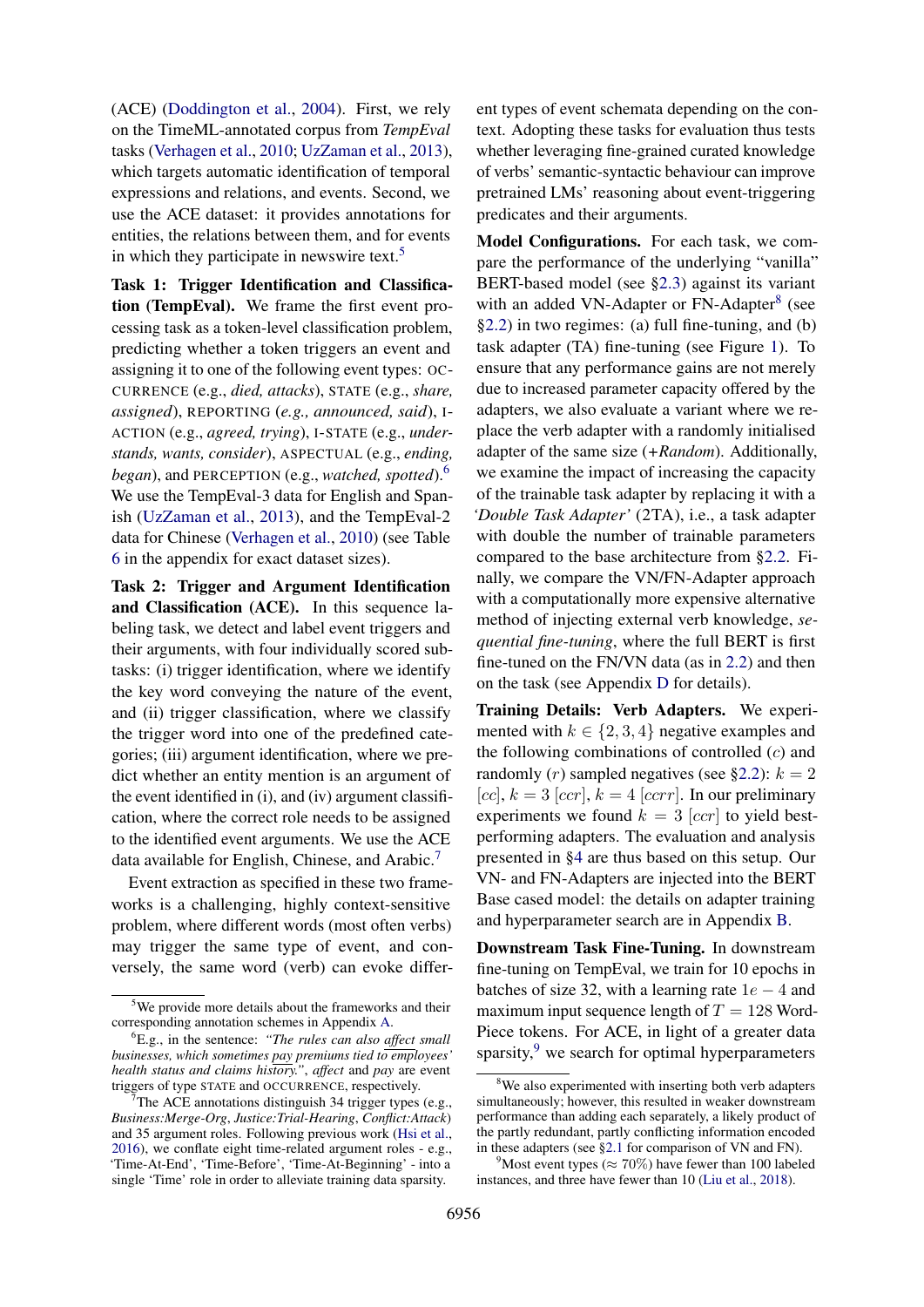(ACE) (Doddington et al., 2004). First, we rely on the TimeML-annotated corpus from *TempEval* tasks (Verhagen et al., 2010; UzZaman et al., 2013), which targets automatic identification of temporal expressions and relations, and events. Second, we use the ACE dataset: it provides annotations for entities, the relations between them, and for events in which they participate in newswire text.[5]

**Task 1: Trigger Identification and Classification (TempEval).** We frame the first event processing task as a token-level classification problem, predicting whether a token triggers an event and assigning it to one of the following event types: OCCURRENCE (e.g., *died, attacks*), STATE (e.g., *share, assigned*), REPORTING (*e.g., announced, said*), I-ACTION (e.g., *agreed, trying*), I-STATE (e.g., *understands, wants, consider*), ASPECTUAL (e.g., *ending, began*), and PERCEPTION (e.g., *watched, spotted*).[6] We use the TempEval-3 data for English and Spanish (UzZaman et al., 2013), and the TempEval-2 data for Chinese (Verhagen et al., 2010) (see Table 6 in the appendix for exact dataset sizes).

**Task 2: Trigger and Argument Identification and Classification (ACE).** In this sequence labeling task, we detect and label event triggers and their arguments, with four individually scored subtasks: (i) trigger identification, where we identify the key word conveying the nature of the event, and (ii) trigger classification, where we classify the trigger word into one of the predefined categories; (iii) argument identification, where we predict whether an entity mention is an argument of the event identified in (i), and (iv) argument classification, where the correct role needs to be assigned to the identified event arguments. We use the ACE data available for English, Chinese, and Arabic.[7]

Event extraction as specified in these two frameworks is a challenging, highly context-sensitive problem, where different words (most often verbs) may trigger the same type of event, and conversely, the same word (verb) can evoke different types of event schemata depending on the context. Adopting these tasks for evaluation thus tests whether leveraging fine-grained curated knowledge of verbs' semantic-syntactic behaviour can improve pretrained LMs' reasoning about event-triggering predicates and their arguments.

**Model Configurations.** For each task, we compare the performance of the underlying "vanilla" BERT-based model (see §2.3) against its variant with an added VN-Adapter or FN-Adapter[8] (see §2.2) in two regimes: (a) full fine-tuning, and (b) task adapter (TA) fine-tuning (see Figure 1). To ensure that any performance gains are not merely due to increased parameter capacity offered by the adapters, we also evaluate a variant where we replace the verb adapter with a randomly initialised adapter of the same size (*+Random*). Additionally, we examine the impact of increasing the capacity of the trainable task adapter by replacing it with a *'Double Task Adapter'* (2TA), i.e., a task adapter with double the number of trainable parameters compared to the base architecture from §2.2. Finally, we compare the VN/FN-Adapter approach with a computationally more expensive alternative method of injecting external verb knowledge, *sequential fine-tuning*, where the full BERT is first fine-tuned on the FN/VN data (as in 2.2) and then on the task (see Appendix D for details).

**Training Details: Verb Adapters.** We experimented with $k \in \{2, 3, 4\}$ negative examples and the following combinations of controlled ($c$) and randomly ($r$) sampled negatives (see §2.2): $k = 2$ $[cc]$, $k = 3$ $[ccr]$, $k = 4$ $[ccrr]$. In our preliminary experiments we found $k = 3$ $[ccr]$ to yield best-performing adapters. The evaluation and analysis presented in §4 are thus based on this setup. Our VN- and FN-Adapters are injected into the BERT Base cased model: the details on adapter training and hyperparameter search are in Appendix B.

**Downstream Task Fine-Tuning.** In downstream fine-tuning on TempEval, we train for 10 epochs in batches of size 32, with a learning rate $1e-4$ and maximum input sequence length of $T = 128$ WordPiece tokens. For ACE, in light of a greater data sparsity,[9] we search for optimal hyperparameters

---

[5] We provide more details about the frameworks and their corresponding annotation schemes in Appendix A.

[6] E.g., in the sentence: *"The rules can also affect small businesses, which sometimes pay premiums tied to employees' health status and claims history."*, *affect* and *pay* are event triggers of type STATE and OCCURRENCE, respectively.

[7] The ACE annotations distinguish 34 trigger types (e.g., *Business:Merge-Org*, *Justice:Trial-Hearing*, *Conflict:Attack*) and 35 argument roles. Following previous work (Hsi et al., 2016), we conflate eight time-related argument roles - e.g., 'Time-At-End', 'Time-Before', 'Time-At-Beginning' - into a single 'Time' role in order to alleviate training data sparsity.

[8] We also experimented with inserting both verb adapters simultaneously; however, this resulted in weaker downstream performance than adding each separately, a likely product of the partly redundant, partly conflicting information encoded in these adapters (see §2.1 for comparison of VN and FN).

[9] Most event types (≈ 70%) have fewer than 100 labeled instances, and three have fewer than 10 (Liu et al., 2018).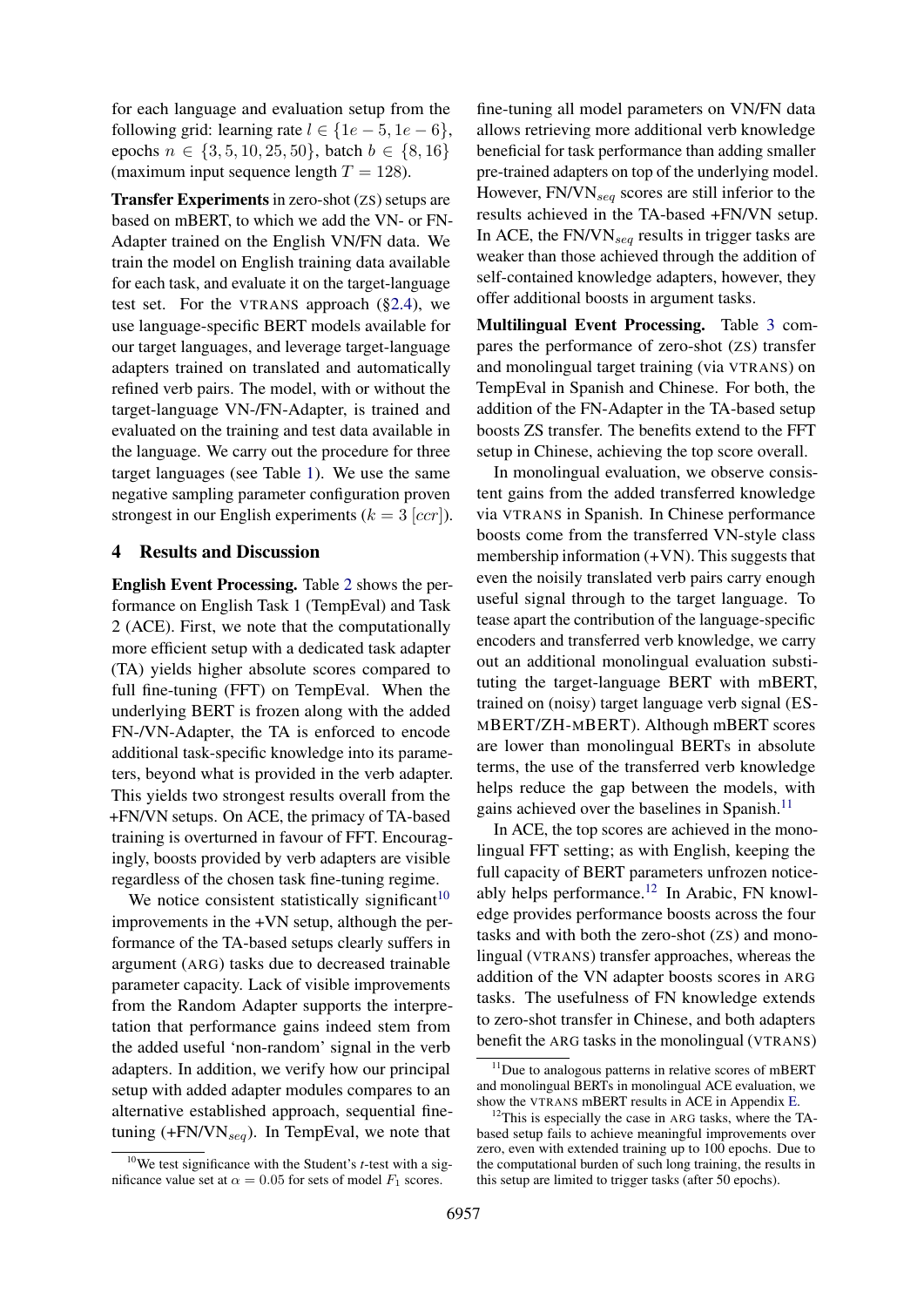for each language and evaluation setup from the following grid: learning rate $l \in \{1e-5, 1e-6\}$, epochs $n \in \{3, 5, 10, 25, 50\}$, batch $b \in \{8, 16\}$ (maximum input sequence length $T = 128$).

**Transfer Experiments** in zero-shot (ZS) setups are based on mBERT, to which we add the VN- or FN-Adapter trained on the English VN/FN data. We train the model on English training data available for each task, and evaluate it on the target-language test set. For the VTRANS approach (§2.4), we use language-specific BERT models available for our target languages, and leverage target-language adapters trained on translated and automatically refined verb pairs. The model, with or without the target-language VN-/FN-Adapter, is trained and evaluated on the training and test data available in the language. We carry out the procedure for three target languages (see Table 1). We use the same negative sampling parameter configuration proven strongest in our English experiments ($k = 3$ $[ccr]$).

## 4 Results and Discussion

**English Event Processing.** Table 2 shows the performance on English Task 1 (TempEval) and Task 2 (ACE). First, we note that the computationally more efficient setup with a dedicated task adapter (TA) yields higher absolute scores compared to full fine-tuning (FFT) on TempEval. When the underlying BERT is frozen along with the added FN-/VN-Adapter, the TA is enforced to encode additional task-specific knowledge into its parameters, beyond what is provided in the verb adapter. This yields two strongest results overall from the +FN/VN setups. On ACE, the primacy of TA-based training is overturned in favour of FFT. Encouragingly, boosts provided by verb adapters are visible regardless of the chosen task fine-tuning regime.

We notice consistent statistically significant[10] improvements in the +VN setup, although the performance of the TA-based setups clearly suffers in argument (ARG) tasks due to decreased trainable parameter capacity. Lack of visible improvements from the Random Adapter supports the interpretation that performance gains indeed stem from the added useful 'non-random' signal in the verb adapters. In addition, we verify how our principal setup with added adapter modules compares to an alternative established approach, sequential fine-tuning (+FN/VN$_{seq}$). In TempEval, we note that fine-tuning all model parameters on VN/FN data allows retrieving more additional verb knowledge beneficial for task performance than adding smaller pre-trained adapters on top of the underlying model. However, FN/VN$_{seq}$ scores are still inferior to the results achieved in the TA-based +FN/VN setup. In ACE, the FN/VN$_{seq}$ results in trigger tasks are weaker than those achieved through the addition of self-contained knowledge adapters, however, they offer additional boosts in argument tasks.

**Multilingual Event Processing.** Table 3 compares the performance of zero-shot (ZS) transfer and monolingual target training (via VTRANS) on TempEval in Spanish and Chinese. For both, the addition of the FN-Adapter in the TA-based setup boosts ZS transfer. The benefits extend to the FFT setup in Chinese, achieving the top score overall.

In monolingual evaluation, we observe consistent gains from the added transferred knowledge via VTRANS in Spanish. In Chinese performance boosts come from the transferred VN-style class membership information (+VN). This suggests that even the noisily translated verb pairs carry enough useful signal through to the target language. To tease apart the contribution of the language-specific encoders and transferred verb knowledge, we carry out an additional monolingual evaluation substituting the target-language BERT with mBERT, trained on (noisy) target language verb signal (ES-MBERT/ZH-MBERT). Although mBERT scores are lower than monolingual BERTs in absolute terms, the use of the transferred verb knowledge helps reduce the gap between the models, with gains achieved over the baselines in Spanish.[11]

In ACE, the top scores are achieved in the monolingual FFT setting; as with English, keeping the full capacity of BERT parameters unfrozen noticeably helps performance.[12] In Arabic, FN knowledge provides performance boosts across the four tasks and with both the zero-shot (ZS) and monolingual (VTRANS) transfer approaches, whereas the addition of the VN adapter boosts scores in ARG tasks. The usefulness of FN knowledge extends to zero-shot transfer in Chinese, and both adapters benefit the ARG tasks in the monolingual (VTRANS)

[10] We test significance with the Student's $t$-test with a significance value set at $\alpha = 0.05$ for sets of model $F_1$ scores.

[11] Due to analogous patterns in relative scores of mBERT and monolingual BERTs in monolingual ACE evaluation, we show the VTRANS mBERT results in ACE in Appendix E.

[12] This is especially the case in ARG tasks, where the TA-based setup fails to achieve meaningful improvements over zero, even with extended training up to 100 epochs. Due to the computational burden of such long training, the results in this setup are limited to trigger tasks (after 50 epochs).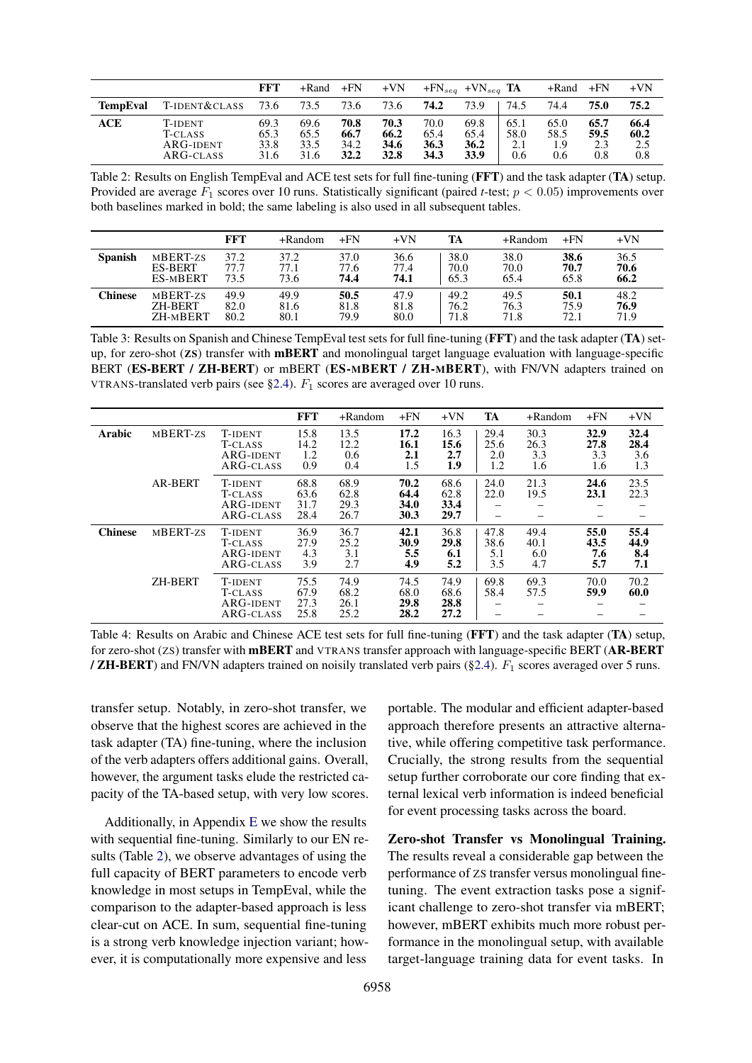| | | FFT | +Rand | +FN | +VN | +FN$_{seq}$ | +VN$_{seq}$ | TA | +Rand | +FN | +VN |
|---|---|---|---|---|---|---|---|---|---|---|---|
| **TempEval** | T-IDENT&CLASS | 73.6 | 73.5 | 73.6 | 73.6 | **74.2** | 73.9 | 74.5 | 74.4 | **75.0** | **75.2** |
| **ACE** | T-IDENT | 69.3 | 69.6 | **70.8** | **70.3** | 70.0 | 69.8 | 65.1 | 65.0 | **65.7** | **66.4** |
| | T-CLASS | 65.3 | 65.5 | **66.7** | **66.2** | 65.4 | 65.4 | 58.0 | 58.5 | **59.5** | **60.2** |
| | ARG-IDENT | 33.8 | 33.5 | 34.2 | **34.6** | **36.3** | **36.2** | 2.1 | 1.9 | 2.3 | 2.5 |
| | ARG-CLASS | 31.6 | 31.6 | **32.2** | **32.8** | **34.3** | **33.9** | 0.6 | 0.6 | 0.8 | 0.8 |

Table 2: Results on English TempEval and ACE test sets for full fine-tuning (**FFT**) and the task adapter (**TA**) setup. Provided are average $F_1$ scores over 10 runs. Statistically significant (paired *t*-test; $p < 0.05$) improvements over both baselines marked in bold; the same labeling is also used in all subsequent tables.

| | | FFT | +Random | +FN | +VN | TA | +Random | +FN | +VN |
|---|---|---|---|---|---|---|---|---|---|
| **Spanish** | MBERT-ZS | 37.2 | 37.2 | 37.0 | 36.6 | 38.0 | 38.0 | **38.6** | 36.5 |
| | ES-BERT | 77.7 | 77.1 | 77.6 | 77.4 | 70.0 | 70.0 | **70.7** | **70.6** |
| | ES-MBERT | 73.5 | 73.6 | **74.4** | **74.1** | 65.3 | 65.4 | 65.8 | **66.2** |
| **Chinese** | MBERT-ZS | 49.9 | 49.9 | **50.5** | 47.9 | 49.2 | 49.5 | **50.1** | 48.2 |
| | ZH-BERT | 82.0 | 81.6 | 81.8 | 81.8 | 76.2 | 76.3 | 75.9 | **76.9** |
| | ZH-MBERT | 80.2 | 80.1 | 79.9 | 80.0 | 71.8 | 71.8 | 72.1 | 71.9 |

Table 3: Results on Spanish and Chinese TempEval test sets for full fine-tuning (**FFT**) and the task adapter (**TA**) setup, for zero-shot (**ZS**) transfer with **mBERT** and monolingual target language evaluation with language-specific BERT (**ES-BERT / ZH-BERT**) or mBERT (**ES-MBERT / ZH-MBERT**), with FN/VN adapters trained on VTRANS-translated verb pairs (see §2.4). $F_1$ scores are averaged over 10 runs.

| | | | FFT | +Random | +FN | +VN | TA | +Random | +FN | +VN |
|---|---|---|---|---|---|---|---|---|---|---|
| **Arabic** | MBERT-ZS | T-IDENT | 15.8 | 13.5 | **17.2** | **16.3** | 29.4 | 30.3 | **32.9** | **32.4** |
| | | T-CLASS | 14.2 | 12.2 | **16.1** | **15.6** | 25.6 | 26.3 | **27.8** | **28.4** |
| | | ARG-IDENT | 1.2 | 0.6 | **2.1** | **2.7** | 2.0 | 3.3 | 3.3 | 3.6 |
| | | ARG-CLASS | 0.9 | 0.4 | 1.5 | **1.9** | 1.2 | 1.6 | 1.6 | 1.3 |
| | AR-BERT | T-IDENT | 68.8 | 68.9 | **70.2** | 68.6 | 24.0 | 21.3 | **24.6** | 23.5 |
| | | T-CLASS | 63.6 | 62.8 | **64.4** | 62.8 | 22.0 | 19.5 | **23.1** | 22.3 |
| | | ARG-IDENT | 31.7 | 29.3 | **34.0** | **33.4** | – | – | – | – |
| | | ARG-CLASS | 28.4 | 26.7 | **30.3** | **29.7** | – | – | – | – |
| **Chinese** | MBERT-ZS | T-IDENT | 36.9 | 36.7 | **42.1** | 36.8 | 47.8 | 49.4 | **55.0** | **55.4** |
| | | T-CLASS | 27.9 | 25.2 | **30.9** | **29.8** | 38.6 | 40.1 | **43.5** | **44.9** |
| | | ARG-IDENT | 4.3 | 3.1 | **5.5** | **6.1** | 5.1 | 6.0 | **7.6** | **8.4** |
| | | ARG-CLASS | 3.9 | 2.7 | **4.9** | **5.2** | 3.5 | 4.7 | **5.7** | **7.1** |
| | ZH-BERT | T-IDENT | 75.5 | 74.9 | 74.5 | 74.9 | 69.8 | 69.3 | 70.0 | 70.2 |
| | | T-CLASS | 67.9 | 68.2 | 68.0 | 68.6 | 58.4 | 57.5 | **59.9** | **60.0** |
| | | ARG-IDENT | 27.3 | 26.1 | **29.8** | **28.8** | – | – | – | – |
| | | ARG-CLASS | 25.8 | 25.2 | **28.2** | **27.2** | – | – | – | – |

Table 4: Results on Arabic and Chinese ACE test sets for full fine-tuning (**FFT**) and the task adapter (**TA**) setup, for zero-shot (ZS) transfer with **mBERT** and VTRANS transfer approach with language-specific BERT (**AR-BERT / ZH-BERT**) and FN/VN adapters trained on noisily translated verb pairs (§2.4). $F_1$ scores averaged over 5 runs.

transfer setup. Notably, in zero-shot transfer, we observe that the highest scores are achieved in the task adapter (TA) fine-tuning, where the inclusion of the verb adapters offers additional gains. Overall, however, the argument tasks elude the restricted capacity of the TA-based setup, with very low scores.

Additionally, in Appendix E we show the results with sequential fine-tuning. Similarly to our EN results (Table 2), we observe advantages of using the full capacity of BERT parameters to encode verb knowledge in most setups in TempEval, while the comparison to the adapter-based approach is less clear-cut on ACE. In sum, sequential fine-tuning is a strong verb knowledge injection variant; however, it is computationally more expensive and less portable. The modular and efficient adapter-based approach therefore presents an attractive alternative, while offering competitive task performance. Crucially, the strong results from the sequential setup further corroborate our core finding that external lexical verb information is indeed beneficial for event processing tasks across the board.

**Zero-shot Transfer vs Monolingual Training.** The results reveal a considerable gap between the performance of ZS transfer versus monolingual fine-tuning. The event extraction tasks pose a significant challenge to zero-shot transfer via mBERT; however, mBERT exhibits much more robust performance in the monolingual setup, with available target-language training data for event tasks. In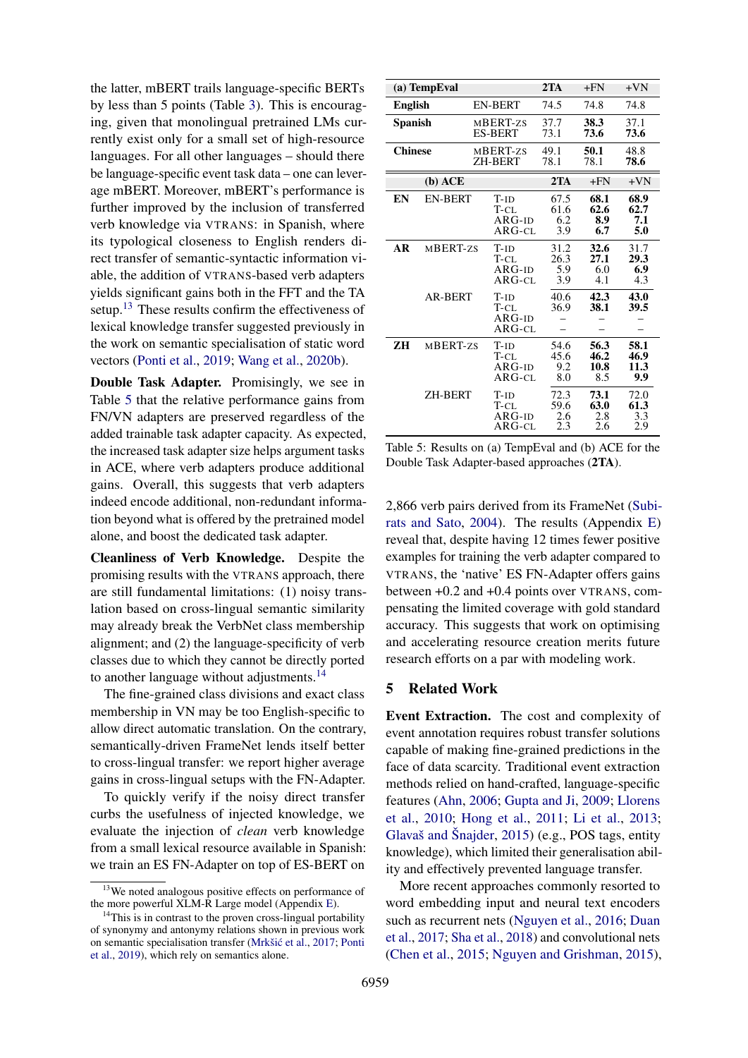the latter, mBERT trails language-specific BERTs by less than 5 points (Table 3). This is encouraging, given that monolingual pretrained LMs currently exist only for a small set of high-resource languages. For all other languages – should there be language-specific event task data – one can leverage mBERT. Moreover, mBERT's performance is further improved by the inclusion of transferred verb knowledge via VTRANS: in Spanish, where its typological closeness to English renders direct transfer of semantic-syntactic information viable, the addition of VTRANS-based verb adapters yields significant gains both in the FFT and the TA setup.[13] These results confirm the effectiveness of lexical knowledge transfer suggested previously in the work on semantic specialisation of static word vectors (Ponti et al., 2019; Wang et al., 2020b).

**Double Task Adapter.** Promisingly, we see in Table 5 that the relative performance gains from FN/VN adapters are preserved regardless of the added trainable task adapter capacity. As expected, the increased task adapter size helps argument tasks in ACE, where verb adapters produce additional gains. Overall, this suggests that verb adapters indeed encode additional, non-redundant information beyond what is offered by the pretrained model alone, and boost the dedicated task adapter.

**Cleanliness of Verb Knowledge.** Despite the promising results with the VTRANS approach, there are still fundamental limitations: (1) noisy translation based on cross-lingual semantic similarity may already break the VerbNet class membership alignment; and (2) the language-specificity of verb classes due to which they cannot be directly ported to another language without adjustments.[14]

The fine-grained class divisions and exact class membership in VN may be too English-specific to allow direct automatic translation. On the contrary, semantically-driven FrameNet lends itself better to cross-lingual transfer: we report higher average gains in cross-lingual setups with the FN-Adapter.

To quickly verify if the noisy direct transfer curbs the usefulness of injected knowledge, we evaluate the injection of *clean* verb knowledge from a small lexical resource available in Spanish: we train an ES FN-Adapter on top of ES-BERT on 2,866 verb pairs derived from its FrameNet (Subirats and Sato, 2004). The results (Appendix E) reveal that, despite having 12 times fewer positive examples for training the verb adapter compared to VTRANS, the 'native' ES FN-Adapter offers gains between +0.2 and +0.4 points over VTRANS, compensating the limited coverage with gold standard accuracy. This suggests that work on optimising and accelerating resource creation merits future research efforts on a par with modeling work.

| (a) TempEval | | 2TA | +FN | +VN |
|---|---|---|---|---|
| English | EN-BERT | 74.5 | 74.8 | 74.8 |
| Spanish | MBERT-ZS | 37.7 | **38.3** | 37.1 |
| | ES-BERT | 73.1 | **73.6** | **73.6** |
| Chinese | MBERT-ZS | 49.1 | **50.1** | 48.8 |
| | ZH-BERT | 78.1 | 78.1 | **78.6** |

| (b) ACE | | | 2TA | +FN | +VN |
|---|---|---|---|---|---|
| EN | EN-BERT | T-ID | 67.5 | **68.1** | **68.9** |
| | | T-CL | 61.6 | **62.6** | **62.7** |
| | | ARG-ID | 6.2 | **8.9** | **7.1** |
| | | ARG-CL | 3.9 | **6.7** | **5.0** |
| AR | MBERT-ZS | T-ID | 31.2 | **32.6** | 31.7 |
| | | T-CL | 26.3 | **27.1** | **29.3** |
| | | ARG-ID | 5.9 | 6.0 | **6.9** |
| | | ARG-CL | 3.9 | 4.1 | 4.3 |
| | AR-BERT | T-ID | 40.6 | **42.3** | **43.0** |
| | | T-CL | 36.9 | **38.1** | **39.5** |
| | | ARG-ID | – | – | – |
| | | ARG-CL | – | – | – |
| ZH | MBERT-ZS | T-ID | 54.6 | **56.3** | **58.1** |
| | | T-CL | 45.6 | **46.2** | **46.9** |
| | | ARG-ID | 9.2 | **10.8** | **11.3** |
| | | ARG-CL | 8.0 | 8.5 | **9.9** |
| | ZH-BERT | T-ID | 72.3 | **73.1** | 72.0 |
| | | T-CL | 59.6 | **63.0** | **61.3** |
| | | ARG-ID | 2.6 | 2.8 | 3.3 |
| | | ARG-CL | 2.3 | 2.6 | 2.9 |

Table 5: Results on (a) TempEval and (b) ACE for the Double Task Adapter-based approaches (**2TA**).

## 5 Related Work

**Event Extraction.** The cost and complexity of event annotation requires robust transfer solutions capable of making fine-grained predictions in the face of data scarcity. Traditional event extraction methods relied on hand-crafted, language-specific features (Ahn, 2006; Gupta and Ji, 2009; Llorens et al., 2010; Hong et al., 2011; Li et al., 2013; Glavaš and Šnajder, 2015) (e.g., POS tags, entity knowledge), which limited their generalisation ability and effectively prevented language transfer.

More recent approaches commonly resorted to word embedding input and neural text encoders such as recurrent nets (Nguyen et al., 2016; Duan et al., 2017; Sha et al., 2018) and convolutional nets (Chen et al., 2015; Nguyen and Grishman, 2015),

[13] We noted analogous positive effects on performance of the more powerful XLM-R Large model (Appendix E).

[14] This is in contrast to the proven cross-lingual portability of synonymy and antonymy relations shown in previous work on semantic specialisation transfer (Mrkšić et al., 2017; Ponti et al., 2019), which rely on semantics alone.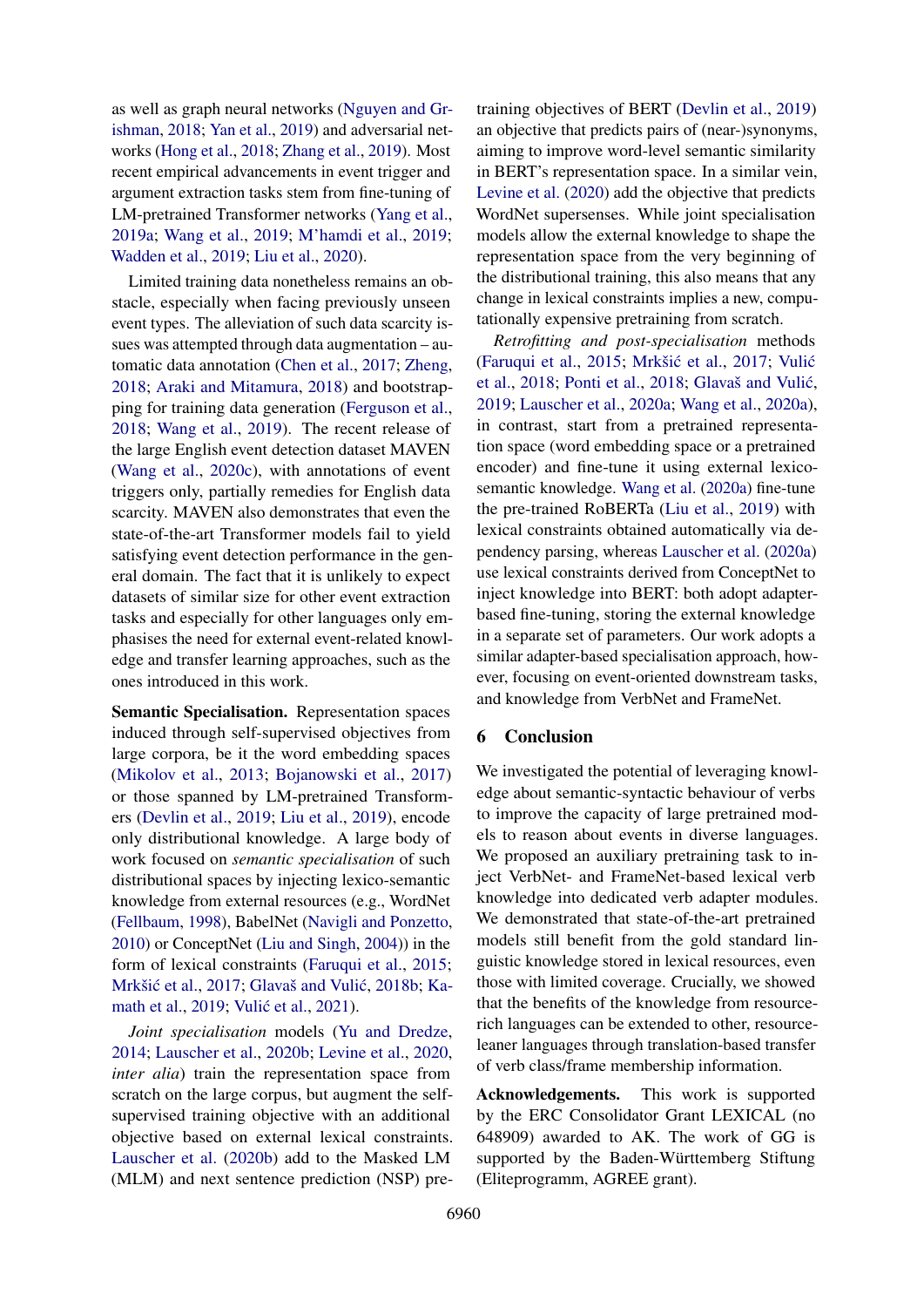as well as graph neural networks (Nguyen and Grishman, 2018; Yan et al., 2019) and adversarial networks (Hong et al., 2018; Zhang et al., 2019). Most recent empirical advancements in event trigger and argument extraction tasks stem from fine-tuning of LM-pretrained Transformer networks (Yang et al., 2019a; Wang et al., 2019; M'hamdi et al., 2019; Wadden et al., 2019; Liu et al., 2020).

Limited training data nonetheless remains an obstacle, especially when facing previously unseen event types. The alleviation of such data scarcity issues was attempted through data augmentation – automatic data annotation (Chen et al., 2017; Zheng, 2018; Araki and Mitamura, 2018) and bootstrapping for training data generation (Ferguson et al., 2018; Wang et al., 2019). The recent release of the large English event detection dataset MAVEN (Wang et al., 2020c), with annotations of event triggers only, partially remedies for English data scarcity. MAVEN also demonstrates that even the state-of-the-art Transformer models fail to yield satisfying event detection performance in the general domain. The fact that it is unlikely to expect datasets of similar size for other event extraction tasks and especially for other languages only emphasises the need for external event-related knowledge and transfer learning approaches, such as the ones introduced in this work.

**Semantic Specialisation.** Representation spaces induced through self-supervised objectives from large corpora, be it the word embedding spaces (Mikolov et al., 2013; Bojanowski et al., 2017) or those spanned by LM-pretrained Transformers (Devlin et al., 2019; Liu et al., 2019), encode only distributional knowledge. A large body of work focused on *semantic specialisation* of such distributional spaces by injecting lexico-semantic knowledge from external resources (e.g., WordNet (Fellbaum, 1998), BabelNet (Navigli and Ponzetto, 2010) or ConceptNet (Liu and Singh, 2004)) in the form of lexical constraints (Faruqui et al., 2015; Mrkšić et al., 2017; Glavaš and Vulić, 2018b; Kamath et al., 2019; Vulić et al., 2021).

*Joint specialisation* models (Yu and Dredze, 2014; Lauscher et al., 2020b; Levine et al., 2020, *inter alia*) train the representation space from scratch on the large corpus, but augment the self-supervised training objective with an additional objective based on external lexical constraints. Lauscher et al. (2020b) add to the Masked LM (MLM) and next sentence prediction (NSP) pretraining objectives of BERT (Devlin et al., 2019) an objective that predicts pairs of (near-)synonyms, aiming to improve word-level semantic similarity in BERT's representation space. In a similar vein, Levine et al. (2020) add the objective that predicts WordNet supersenses. While joint specialisation models allow the external knowledge to shape the representation space from the very beginning of the distributional training, this also means that any change in lexical constraints implies a new, computationally expensive pretraining from scratch.

*Retrofitting and post-specialisation* methods (Faruqui et al., 2015; Mrkšić et al., 2017; Vulić et al., 2018; Ponti et al., 2018; Glavaš and Vulić, 2019; Lauscher et al., 2020a; Wang et al., 2020a), in contrast, start from a pretrained representation space (word embedding space or a pretrained encoder) and fine-tune it using external lexico-semantic knowledge. Wang et al. (2020a) fine-tune the pre-trained RoBERTa (Liu et al., 2019) with lexical constraints obtained automatically via dependency parsing, whereas Lauscher et al. (2020a) use lexical constraints derived from ConceptNet to inject knowledge into BERT: both adopt adapter-based fine-tuning, storing the external knowledge in a separate set of parameters. Our work adopts a similar adapter-based specialisation approach, however, focusing on event-oriented downstream tasks, and knowledge from VerbNet and FrameNet.

## 6 Conclusion

We investigated the potential of leveraging knowledge about semantic-syntactic behaviour of verbs to improve the capacity of large pretrained models to reason about events in diverse languages. We proposed an auxiliary pretraining task to inject VerbNet- and FrameNet-based lexical verb knowledge into dedicated verb adapter modules. We demonstrated that state-of-the-art pretrained models still benefit from the gold standard linguistic knowledge stored in lexical resources, even those with limited coverage. Crucially, we showed that the benefits of the knowledge from resource-rich languages can be extended to other, resource-leaner languages through translation-based transfer of verb class/frame membership information.

**Acknowledgements.** This work is supported by the ERC Consolidator Grant LEXICAL (no 648909) awarded to AK. The work of GG is supported by the Baden-Württemberg Stiftung (Eliteprogramm, AGREE grant).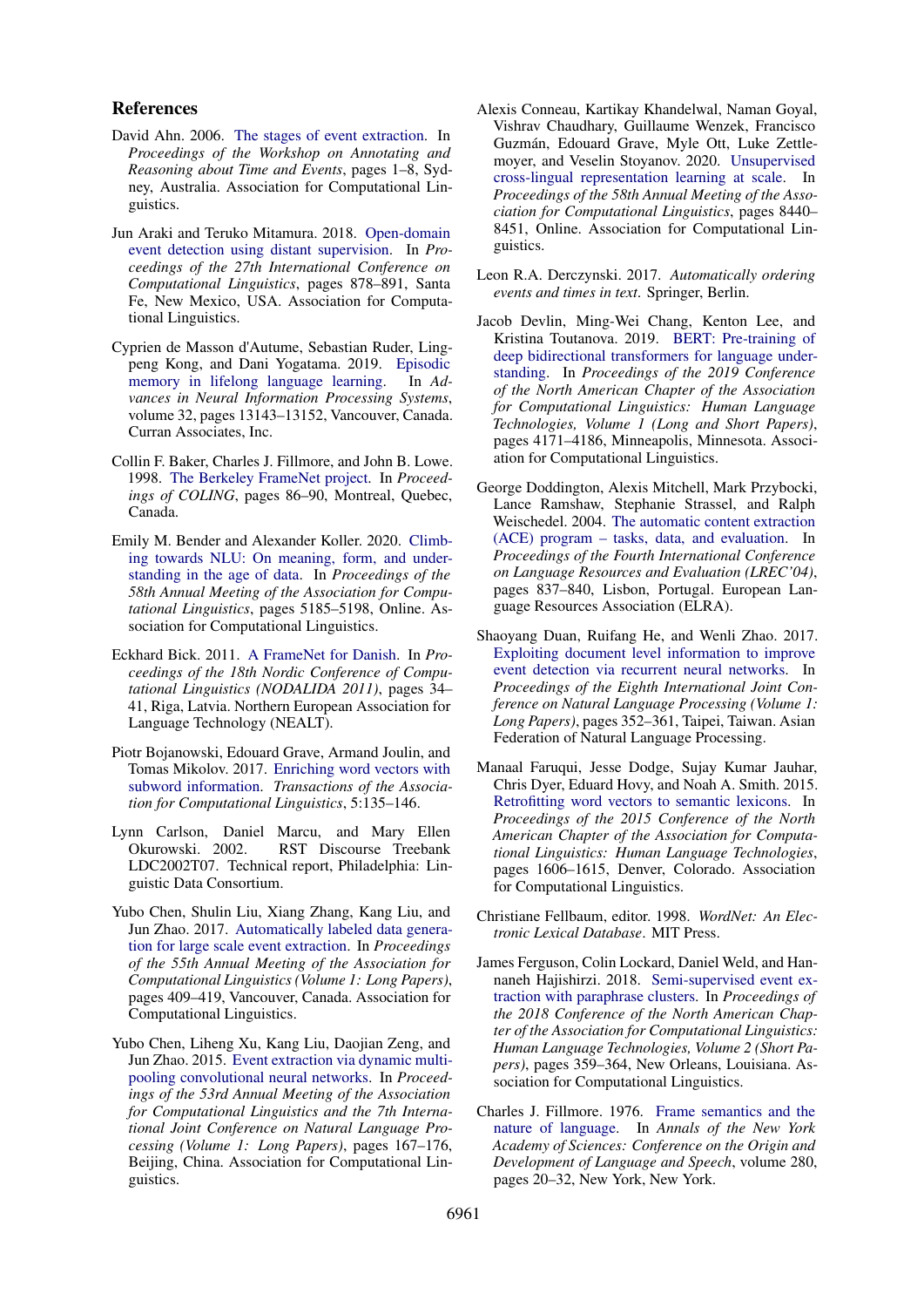## References

David Ahn. 2006. The stages of event extraction. In *Proceedings of the Workshop on Annotating and Reasoning about Time and Events*, pages 1–8, Sydney, Australia. Association for Computational Linguistics.

Jun Araki and Teruko Mitamura. 2018. Open-domain event detection using distant supervision. In *Proceedings of the 27th International Conference on Computational Linguistics*, pages 878–891, Santa Fe, New Mexico, USA. Association for Computational Linguistics.

Cyprien de Masson d'Autume, Sebastian Ruder, Lingpeng Kong, and Dani Yogatama. 2019. Episodic memory in lifelong language learning. In *Advances in Neural Information Processing Systems*, volume 32, pages 13143–13152, Vancouver, Canada. Curran Associates, Inc.

Collin F. Baker, Charles J. Fillmore, and John B. Lowe. 1998. The Berkeley FrameNet project. In *Proceedings of COLING*, pages 86–90, Montreal, Quebec, Canada.

Emily M. Bender and Alexander Koller. 2020. Climbing towards NLU: On meaning, form, and understanding in the age of data. In *Proceedings of the 58th Annual Meeting of the Association for Computational Linguistics*, pages 5185–5198, Online. Association for Computational Linguistics.

Eckhard Bick. 2011. A FrameNet for Danish. In *Proceedings of the 18th Nordic Conference of Computational Linguistics (NODALIDA 2011)*, pages 34–41, Riga, Latvia. Northern European Association for Language Technology (NEALT).

Piotr Bojanowski, Edouard Grave, Armand Joulin, and Tomas Mikolov. 2017. Enriching word vectors with subword information. *Transactions of the Association for Computational Linguistics*, 5:135–146.

Lynn Carlson, Daniel Marcu, and Mary Ellen Okurowski. 2002. RST Discourse Treebank LDC2002T07. Technical report, Philadelphia: Linguistic Data Consortium.

Yubo Chen, Shulin Liu, Xiang Zhang, Kang Liu, and Jun Zhao. 2017. Automatically labeled data generation for large scale event extraction. In *Proceedings of the 55th Annual Meeting of the Association for Computational Linguistics (Volume 1: Long Papers)*, pages 409–419, Vancouver, Canada. Association for Computational Linguistics.

Yubo Chen, Liheng Xu, Kang Liu, Daojian Zeng, and Jun Zhao. 2015. Event extraction via dynamic multi-pooling convolutional neural networks. In *Proceedings of the 53rd Annual Meeting of the Association for Computational Linguistics and the 7th International Joint Conference on Natural Language Processing (Volume 1: Long Papers)*, pages 167–176, Beijing, China. Association for Computational Linguistics.

Alexis Conneau, Kartikay Khandelwal, Naman Goyal, Vishrav Chaudhary, Guillaume Wenzek, Francisco Guzmán, Edouard Grave, Myle Ott, Luke Zettlemoyer, and Veselin Stoyanov. 2020. Unsupervised cross-lingual representation learning at scale. In *Proceedings of the 58th Annual Meeting of the Association for Computational Linguistics*, pages 8440–8451, Online. Association for Computational Linguistics.

Leon R.A. Derczynski. 2017. *Automatically ordering events and times in text*. Springer, Berlin.

Jacob Devlin, Ming-Wei Chang, Kenton Lee, and Kristina Toutanova. 2019. BERT: Pre-training of deep bidirectional transformers for language understanding. In *Proceedings of the 2019 Conference of the North American Chapter of the Association for Computational Linguistics: Human Language Technologies, Volume 1 (Long and Short Papers)*, pages 4171–4186, Minneapolis, Minnesota. Association for Computational Linguistics.

George Doddington, Alexis Mitchell, Mark Przybocki, Lance Ramshaw, Stephanie Strassel, and Ralph Weischedel. 2004. The automatic content extraction (ACE) program – tasks, data, and evaluation. In *Proceedings of the Fourth International Conference on Language Resources and Evaluation (LREC'04)*, pages 837–840, Lisbon, Portugal. European Language Resources Association (ELRA).

Shaoyang Duan, Ruifang He, and Wenli Zhao. 2017. Exploiting document level information to improve event detection via recurrent neural networks. In *Proceedings of the Eighth International Joint Conference on Natural Language Processing (Volume 1: Long Papers)*, pages 352–361, Taipei, Taiwan. Asian Federation of Natural Language Processing.

Manaal Faruqui, Jesse Dodge, Sujay Kumar Jauhar, Chris Dyer, Eduard Hovy, and Noah A. Smith. 2015. Retrofitting word vectors to semantic lexicons. In *Proceedings of the 2015 Conference of the North American Chapter of the Association for Computational Linguistics: Human Language Technologies*, pages 1606–1615, Denver, Colorado. Association for Computational Linguistics.

Christiane Fellbaum, editor. 1998. *WordNet: An Electronic Lexical Database*. MIT Press.

James Ferguson, Colin Lockard, Daniel Weld, and Hannaneh Hajishirzi. 2018. Semi-supervised event extraction with paraphrase clusters. In *Proceedings of the 2018 Conference of the North American Chapter of the Association for Computational Linguistics: Human Language Technologies, Volume 2 (Short Papers)*, pages 359–364, New Orleans, Louisiana. Association for Computational Linguistics.

Charles J. Fillmore. 1976. Frame semantics and the nature of language. In *Annals of the New York Academy of Sciences: Conference on the Origin and Development of Language and Speech*, volume 280, pages 20–32, New York, New York.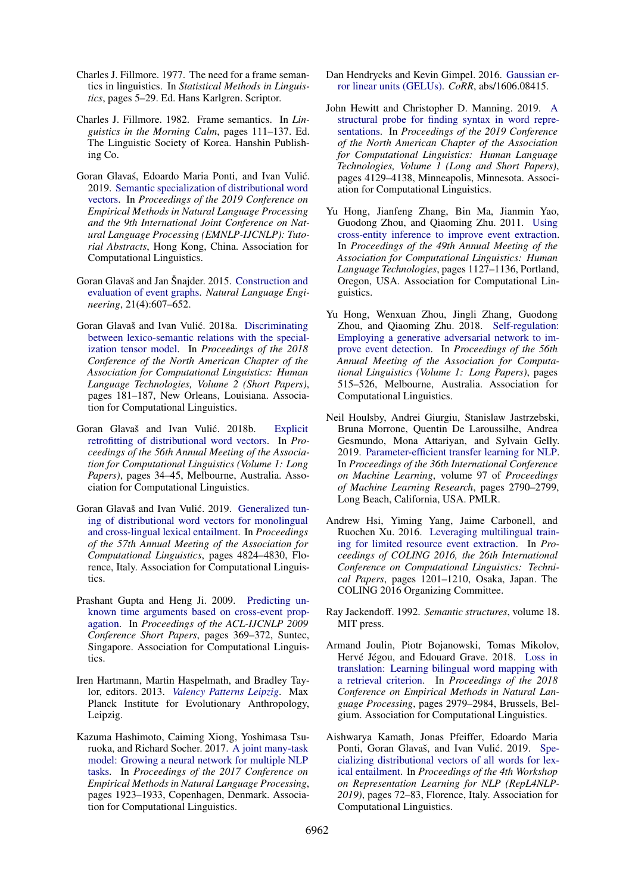Charles J. Fillmore. 1977. The need for a frame semantics in linguistics. In *Statistical Methods in Linguistics*, pages 5–29. Ed. Hans Karlgren. Scriptor.

Charles J. Fillmore. 1982. Frame semantics. In *Linguistics in the Morning Calm*, pages 111–137. Ed. The Linguistic Society of Korea. Hanshin Publishing Co.

Goran Glavaš, Edoardo Maria Ponti, and Ivan Vulić. 2019. Semantic specialization of distributional word vectors. In *Proceedings of the 2019 Conference on Empirical Methods in Natural Language Processing and the 9th International Joint Conference on Natural Language Processing (EMNLP-IJCNLP): Tutorial Abstracts*, Hong Kong, China. Association for Computational Linguistics.

Goran Glavaš and Jan Šnajder. 2015. Construction and evaluation of event graphs. *Natural Language Engineering*, 21(4):607–652.

Goran Glavaš and Ivan Vulić. 2018a. Discriminating between lexico-semantic relations with the specialization tensor model. In *Proceedings of the 2018 Conference of the North American Chapter of the Association for Computational Linguistics: Human Language Technologies, Volume 2 (Short Papers)*, pages 181–187, New Orleans, Louisiana. Association for Computational Linguistics.

Goran Glavaš and Ivan Vulić. 2018b. Explicit retrofitting of distributional word vectors. In *Proceedings of the 56th Annual Meeting of the Association for Computational Linguistics (Volume 1: Long Papers)*, pages 34–45, Melbourne, Australia. Association for Computational Linguistics.

Goran Glavaš and Ivan Vulić. 2019. Generalized tuning of distributional word vectors for monolingual and cross-lingual lexical entailment. In *Proceedings of the 57th Annual Meeting of the Association for Computational Linguistics*, pages 4824–4830, Florence, Italy. Association for Computational Linguistics.

Prashant Gupta and Heng Ji. 2009. Predicting unknown time arguments based on cross-event propagation. In *Proceedings of the ACL-IJCNLP 2009 Conference Short Papers*, pages 369–372, Suntec, Singapore. Association for Computational Linguistics.

Iren Hartmann, Martin Haspelmath, and Bradley Taylor, editors. 2013. *Valency Patterns Leipzig*. Max Planck Institute for Evolutionary Anthropology, Leipzig.

Kazuma Hashimoto, Caiming Xiong, Yoshimasa Tsuruoka, and Richard Socher. 2017. A joint many-task model: Growing a neural network for multiple NLP tasks. In *Proceedings of the 2017 Conference on Empirical Methods in Natural Language Processing*, pages 1923–1933, Copenhagen, Denmark. Association for Computational Linguistics.

Dan Hendrycks and Kevin Gimpel. 2016. Gaussian error linear units (GELUs). *CoRR*, abs/1606.08415.

John Hewitt and Christopher D. Manning. 2019. A structural probe for finding syntax in word representations. In *Proceedings of the 2019 Conference of the North American Chapter of the Association for Computational Linguistics: Human Language Technologies, Volume 1 (Long and Short Papers)*, pages 4129–4138, Minneapolis, Minnesota. Association for Computational Linguistics.

Yu Hong, Jianfeng Zhang, Bin Ma, Jianmin Yao, Guodong Zhou, and Qiaoming Zhu. 2011. Using cross-entity inference to improve event extraction. In *Proceedings of the 49th Annual Meeting of the Association for Computational Linguistics: Human Language Technologies*, pages 1127–1136, Portland, Oregon, USA. Association for Computational Linguistics.

Yu Hong, Wenxuan Zhou, Jingli Zhang, Guodong Zhou, and Qiaoming Zhu. 2018. Self-regulation: Employing a generative adversarial network to improve event detection. In *Proceedings of the 56th Annual Meeting of the Association for Computational Linguistics (Volume 1: Long Papers)*, pages 515–526, Melbourne, Australia. Association for Computational Linguistics.

Neil Houlsby, Andrei Giurgiu, Stanislaw Jastrzebski, Bruna Morrone, Quentin De Laroussilhe, Andrea Gesmundo, Mona Attariyan, and Sylvain Gelly. 2019. Parameter-efficient transfer learning for NLP. In *Proceedings of the 36th International Conference on Machine Learning*, volume 97 of *Proceedings of Machine Learning Research*, pages 2790–2799, Long Beach, California, USA. PMLR.

Andrew Hsi, Yiming Yang, Jaime Carbonell, and Ruochen Xu. 2016. Leveraging multilingual training for limited resource event extraction. In *Proceedings of COLING 2016, the 26th International Conference on Computational Linguistics: Technical Papers*, pages 1201–1210, Osaka, Japan. The COLING 2016 Organizing Committee.

Ray Jackendoff. 1992. *Semantic structures*, volume 18. MIT press.

Armand Joulin, Piotr Bojanowski, Tomas Mikolov, Hervé Jégou, and Edouard Grave. 2018. Loss in translation: Learning bilingual word mapping with a retrieval criterion. In *Proceedings of the 2018 Conference on Empirical Methods in Natural Language Processing*, pages 2979–2984, Brussels, Belgium. Association for Computational Linguistics.

Aishwarya Kamath, Jonas Pfeiffer, Edoardo Maria Ponti, Goran Glavaš, and Ivan Vulić. 2019. Specializing distributional vectors of all words for lexical entailment. In *Proceedings of the 4th Workshop on Representation Learning for NLP (RepL4NLP-2019)*, pages 72–83, Florence, Italy. Association for Computational Linguistics.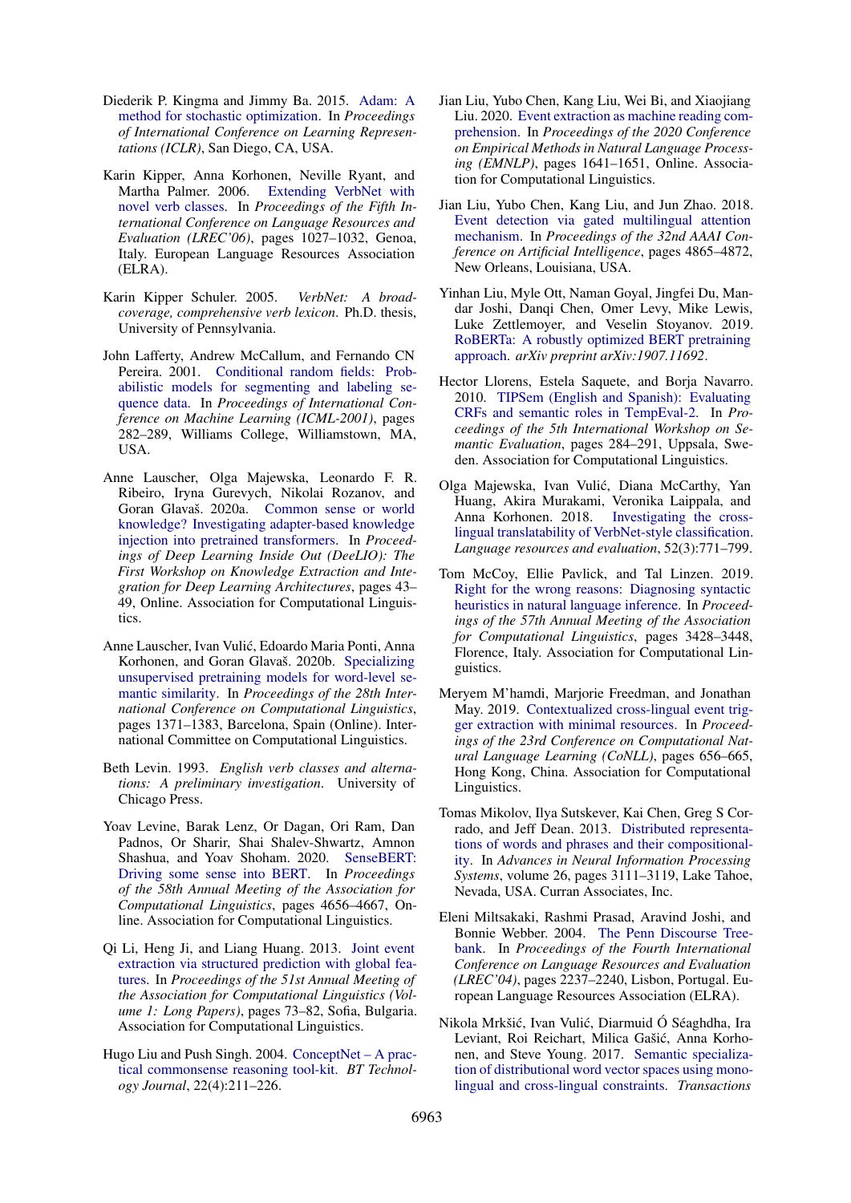Diederik P. Kingma and Jimmy Ba. 2015. Adam: A method for stochastic optimization. In *Proceedings of International Conference on Learning Representations (ICLR)*, San Diego, CA, USA.

Karin Kipper, Anna Korhonen, Neville Ryant, and Martha Palmer. 2006. Extending VerbNet with novel verb classes. In *Proceedings of the Fifth International Conference on Language Resources and Evaluation (LREC'06)*, pages 1027–1032, Genoa, Italy. European Language Resources Association (ELRA).

Karin Kipper Schuler. 2005. *VerbNet: A broad-coverage, comprehensive verb lexicon*. Ph.D. thesis, University of Pennsylvania.

John Lafferty, Andrew McCallum, and Fernando CN Pereira. 2001. Conditional random fields: Probabilistic models for segmenting and labeling sequence data. In *Proceedings of International Conference on Machine Learning (ICML-2001)*, pages 282–289, Williams College, Williamstown, MA, USA.

Anne Lauscher, Olga Majewska, Leonardo F. R. Ribeiro, Iryna Gurevych, Nikolai Rozanov, and Goran Glavaš. 2020a. Common sense or world knowledge? Investigating adapter-based knowledge injection into pretrained transformers. In *Proceedings of Deep Learning Inside Out (DeeLIO): The First Workshop on Knowledge Extraction and Integration for Deep Learning Architectures*, pages 43–49, Online. Association for Computational Linguistics.

Anne Lauscher, Ivan Vulić, Edoardo Maria Ponti, Anna Korhonen, and Goran Glavaš. 2020b. Specializing unsupervised pretraining models for word-level semantic similarity. In *Proceedings of the 28th International Conference on Computational Linguistics*, pages 1371–1383, Barcelona, Spain (Online). International Committee on Computational Linguistics.

Beth Levin. 1993. *English verb classes and alternations: A preliminary investigation*. University of Chicago Press.

Yoav Levine, Barak Lenz, Or Dagan, Ori Ram, Dan Padnos, Or Sharir, Shai Shalev-Shwartz, Amnon Shashua, and Yoav Shoham. 2020. SenseBERT: Driving some sense into BERT. In *Proceedings of the 58th Annual Meeting of the Association for Computational Linguistics*, pages 4656–4667, Online. Association for Computational Linguistics.

Qi Li, Heng Ji, and Liang Huang. 2013. Joint event extraction via structured prediction with global features. In *Proceedings of the 51st Annual Meeting of the Association for Computational Linguistics (Volume 1: Long Papers)*, pages 73–82, Sofia, Bulgaria. Association for Computational Linguistics.

Hugo Liu and Push Singh. 2004. ConceptNet – A practical commonsense reasoning tool-kit. *BT Technology Journal*, 22(4):211–226.

Jian Liu, Yubo Chen, Kang Liu, Wei Bi, and Xiaojiang Liu. 2020. Event extraction as machine reading comprehension. In *Proceedings of the 2020 Conference on Empirical Methods in Natural Language Processing (EMNLP)*, pages 1641–1651, Online. Association for Computational Linguistics.

Jian Liu, Yubo Chen, Kang Liu, and Jun Zhao. 2018. Event detection via gated multilingual attention mechanism. In *Proceedings of the 32nd AAAI Conference on Artificial Intelligence*, pages 4865–4872, New Orleans, Louisiana, USA.

Yinhan Liu, Myle Ott, Naman Goyal, Jingfei Du, Mandar Joshi, Danqi Chen, Omer Levy, Mike Lewis, Luke Zettlemoyer, and Veselin Stoyanov. 2019. RoBERTa: A robustly optimized BERT pretraining approach. *arXiv preprint arXiv:1907.11692*.

Hector Llorens, Estela Saquete, and Borja Navarro. 2010. TIPSem (English and Spanish): Evaluating CRFs and semantic roles in TempEval-2. In *Proceedings of the 5th International Workshop on Semantic Evaluation*, pages 284–291, Uppsala, Sweden. Association for Computational Linguistics.

Olga Majewska, Ivan Vulić, Diana McCarthy, Yan Huang, Akira Murakami, Veronika Laippala, and Anna Korhonen. 2018. Investigating the cross-lingual translatability of VerbNet-style classification. *Language resources and evaluation*, 52(3):771–799.

Tom McCoy, Ellie Pavlick, and Tal Linzen. 2019. Right for the wrong reasons: Diagnosing syntactic heuristics in natural language inference. In *Proceedings of the 57th Annual Meeting of the Association for Computational Linguistics*, pages 3428–3448, Florence, Italy. Association for Computational Linguistics.

Meryem M'hamdi, Marjorie Freedman, and Jonathan May. 2019. Contextualized cross-lingual event trigger extraction with minimal resources. In *Proceedings of the 23rd Conference on Computational Natural Language Learning (CoNLL)*, pages 656–665, Hong Kong, China. Association for Computational Linguistics.

Tomas Mikolov, Ilya Sutskever, Kai Chen, Greg S Corrado, and Jeff Dean. 2013. Distributed representations of words and phrases and their compositionality. In *Advances in Neural Information Processing Systems*, volume 26, pages 3111–3119, Lake Tahoe, Nevada, USA. Curran Associates, Inc.

Eleni Miltsakaki, Rashmi Prasad, Aravind Joshi, and Bonnie Webber. 2004. The Penn Discourse Treebank. In *Proceedings of the Fourth International Conference on Language Resources and Evaluation (LREC'04)*, pages 2237–2240, Lisbon, Portugal. European Language Resources Association (ELRA).

Nikola Mrkšić, Ivan Vulić, Diarmuid Ó Séaghdha, Ira Leviant, Roi Reichart, Milica Gašić, Anna Korhonen, and Steve Young. 2017. Semantic specialization of distributional word vector spaces using monolingual and cross-lingual constraints. *Transactions*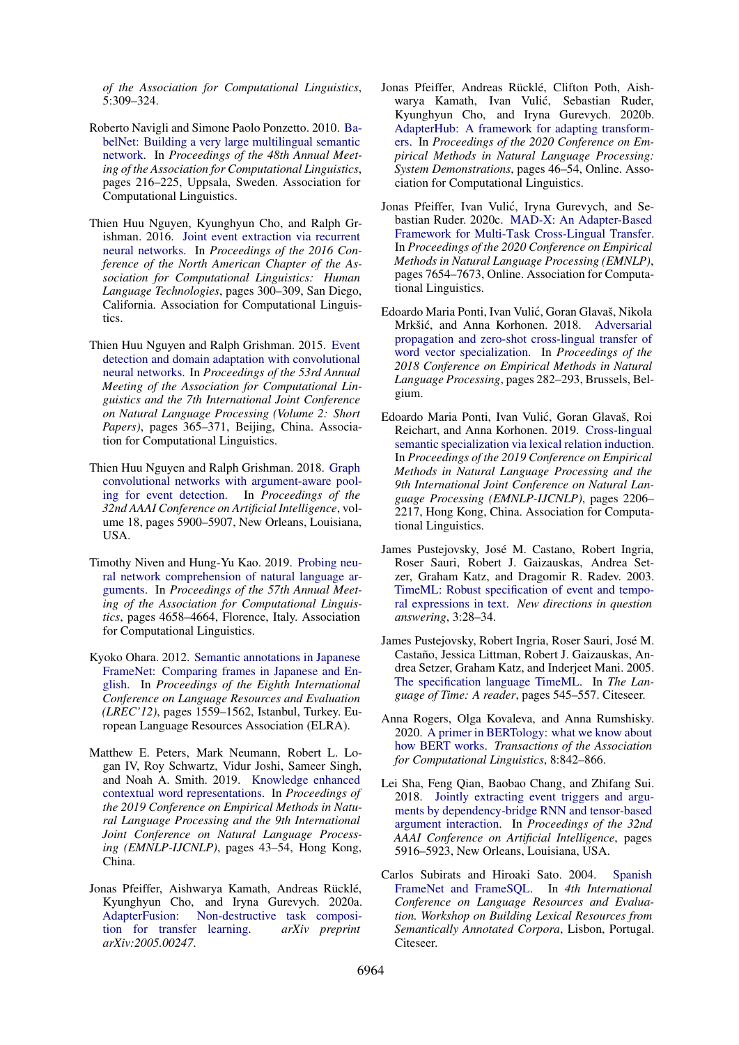of the Association for Computational Linguistics, 5:309–324.

Roberto Navigli and Simone Paolo Ponzetto. 2010. BabelNet: Building a very large multilingual semantic network. In *Proceedings of the 48th Annual Meeting of the Association for Computational Linguistics*, pages 216–225, Uppsala, Sweden. Association for Computational Linguistics.

Thien Huu Nguyen, Kyunghyun Cho, and Ralph Grishman. 2016. Joint event extraction via recurrent neural networks. In *Proceedings of the 2016 Conference of the North American Chapter of the Association for Computational Linguistics: Human Language Technologies*, pages 300–309, San Diego, California. Association for Computational Linguistics.

Thien Huu Nguyen and Ralph Grishman. 2015. Event detection and domain adaptation with convolutional neural networks. In *Proceedings of the 53rd Annual Meeting of the Association for Computational Linguistics and the 7th International Joint Conference on Natural Language Processing (Volume 2: Short Papers)*, pages 365–371, Beijing, China. Association for Computational Linguistics.

Thien Huu Nguyen and Ralph Grishman. 2018. Graph convolutional networks with argument-aware pooling for event detection. In *Proceedings of the 32nd AAAI Conference on Artificial Intelligence*, volume 18, pages 5900–5907, New Orleans, Louisiana, USA.

Timothy Niven and Hung-Yu Kao. 2019. Probing neural network comprehension of natural language arguments. In *Proceedings of the 57th Annual Meeting of the Association for Computational Linguistics*, pages 4658–4664, Florence, Italy. Association for Computational Linguistics.

Kyoko Ohara. 2012. Semantic annotations in Japanese FrameNet: Comparing frames in Japanese and English. In *Proceedings of the Eighth International Conference on Language Resources and Evaluation (LREC'12)*, pages 1559–1562, Istanbul, Turkey. European Language Resources Association (ELRA).

Matthew E. Peters, Mark Neumann, Robert L. Logan IV, Roy Schwartz, Vidur Joshi, Sameer Singh, and Noah A. Smith. 2019. Knowledge enhanced contextual word representations. In *Proceedings of the 2019 Conference on Empirical Methods in Natural Language Processing and the 9th International Joint Conference on Natural Language Processing (EMNLP-IJCNLP)*, pages 43–54, Hong Kong, China.

Jonas Pfeiffer, Aishwarya Kamath, Andreas Rücklé, Kyunghyun Cho, and Iryna Gurevych. 2020a. AdapterFusion: Non-destructive task composition for transfer learning. *arXiv preprint arXiv:2005.00247*.

Jonas Pfeiffer, Andreas Rücklé, Clifton Poth, Aishwarya Kamath, Ivan Vulić, Sebastian Ruder, Kyunghyun Cho, and Iryna Gurevych. 2020b. AdapterHub: A framework for adapting transformers. In *Proceedings of the 2020 Conference on Empirical Methods in Natural Language Processing: System Demonstrations*, pages 46–54, Online. Association for Computational Linguistics.

Jonas Pfeiffer, Ivan Vulić, Iryna Gurevych, and Sebastian Ruder. 2020c. MAD-X: An Adapter-Based Framework for Multi-Task Cross-Lingual Transfer. In *Proceedings of the 2020 Conference on Empirical Methods in Natural Language Processing (EMNLP)*, pages 7654–7673, Online. Association for Computational Linguistics.

Edoardo Maria Ponti, Ivan Vulić, Goran Glavaš, Nikola Mrkšić, and Anna Korhonen. 2018. Adversarial propagation and zero-shot cross-lingual transfer of word vector specialization. In *Proceedings of the 2018 Conference on Empirical Methods in Natural Language Processing*, pages 282–293, Brussels, Belgium.

Edoardo Maria Ponti, Ivan Vulić, Goran Glavaš, Roi Reichart, and Anna Korhonen. 2019. Cross-lingual semantic specialization via lexical relation induction. In *Proceedings of the 2019 Conference on Empirical Methods in Natural Language Processing and the 9th International Joint Conference on Natural Language Processing (EMNLP-IJCNLP)*, pages 2206–2217, Hong Kong, China. Association for Computational Linguistics.

James Pustejovsky, José M. Castano, Robert Ingria, Roser Sauri, Robert J. Gaizauskas, Andrea Setzer, Graham Katz, and Dragomir R. Radev. 2003. TimeML: Robust specification of event and temporal expressions in text. *New directions in question answering*, 3:28–34.

James Pustejovsky, Robert Ingria, Roser Sauri, José M. Castaño, Jessica Littman, Robert J. Gaizauskas, Andrea Setzer, Graham Katz, and Inderjeet Mani. 2005. The specification language TimeML. In *The Language of Time: A reader*, pages 545–557. Citeseer.

Anna Rogers, Olga Kovaleva, and Anna Rumshisky. 2020. A primer in BERTology: what we know about how BERT works. *Transactions of the Association for Computational Linguistics*, 8:842–866.

Lei Sha, Feng Qian, Baobao Chang, and Zhifang Sui. 2018. Jointly extracting event triggers and arguments by dependency-bridge RNN and tensor-based argument interaction. In *Proceedings of the 32nd AAAI Conference on Artificial Intelligence*, pages 5916–5923, New Orleans, Louisiana, USA.

Carlos Subirats and Hiroaki Sato. 2004. Spanish FrameNet and FrameSQL. In *4th International Conference on Language Resources and Evaluation. Workshop on Building Lexical Resources from Semantically Annotated Corpora*, Lisbon, Portugal. Citeseer.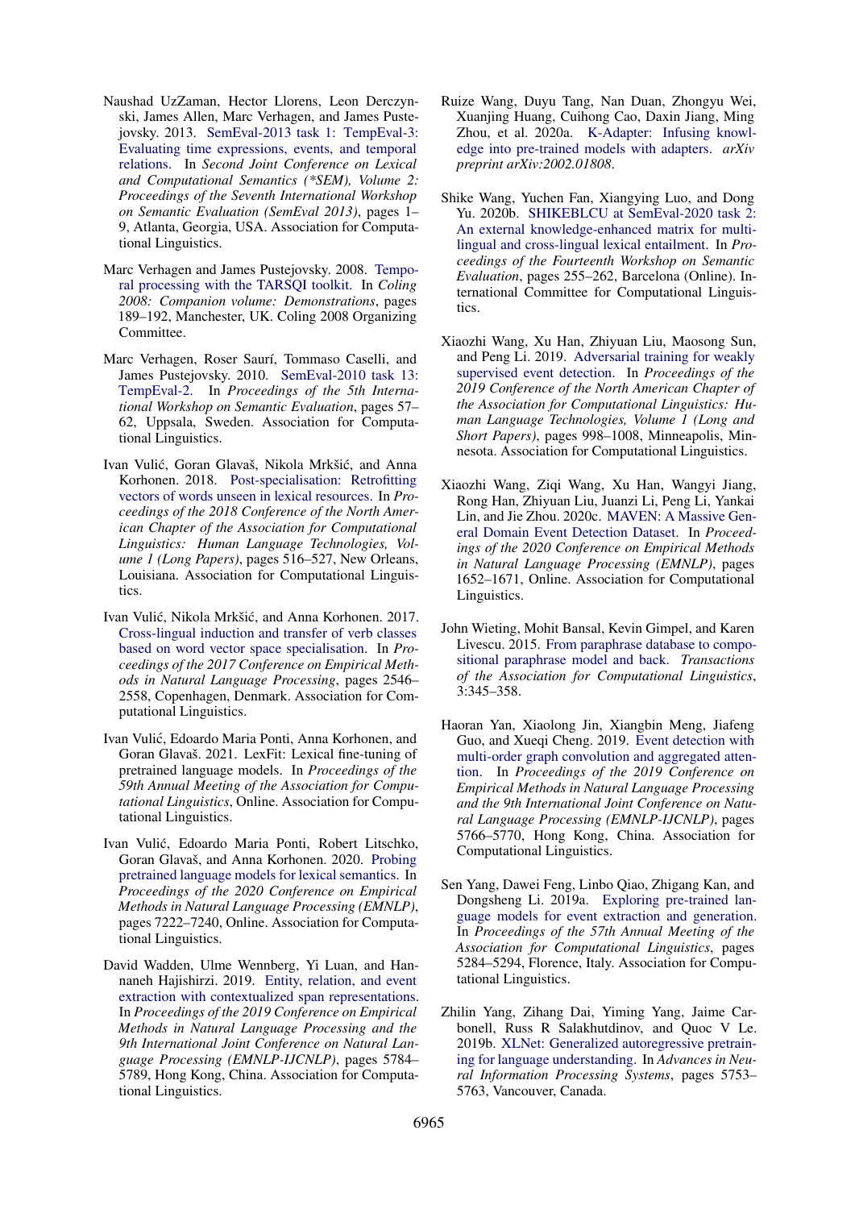Naushad UzZaman, Hector Llorens, Leon Derczynski, James Allen, Marc Verhagen, and James Pustejovsky. 2013. SemEval-2013 task 1: TempEval-3: Evaluating time expressions, events, and temporal relations. In *Second Joint Conference on Lexical and Computational Semantics (*SEM), Volume 2: Proceedings of the Seventh International Workshop on Semantic Evaluation (SemEval 2013)*, pages 1–9, Atlanta, Georgia, USA. Association for Computational Linguistics.

Marc Verhagen and James Pustejovsky. 2008. Temporal processing with the TARSQI toolkit. In *Coling 2008: Companion volume: Demonstrations*, pages 189–192, Manchester, UK. Coling 2008 Organizing Committee.

Marc Verhagen, Roser Saurí, Tommaso Caselli, and James Pustejovsky. 2010. SemEval-2010 task 13: TempEval-2. In *Proceedings of the 5th International Workshop on Semantic Evaluation*, pages 57–62, Uppsala, Sweden. Association for Computational Linguistics.

Ivan Vulić, Goran Glavaš, Nikola Mrkšić, and Anna Korhonen. 2018. Post-specialisation: Retrofitting vectors of words unseen in lexical resources. In *Proceedings of the 2018 Conference of the North American Chapter of the Association for Computational Linguistics: Human Language Technologies, Volume 1 (Long Papers)*, pages 516–527, New Orleans, Louisiana. Association for Computational Linguistics.

Ivan Vulić, Nikola Mrkšić, and Anna Korhonen. 2017. Cross-lingual induction and transfer of verb classes based on word vector space specialisation. In *Proceedings of the 2017 Conference on Empirical Methods in Natural Language Processing*, pages 2546–2558, Copenhagen, Denmark. Association for Computational Linguistics.

Ivan Vulić, Edoardo Maria Ponti, Anna Korhonen, and Goran Glavaš. 2021. LexFit: Lexical fine-tuning of pretrained language models. In *Proceedings of the 59th Annual Meeting of the Association for Computational Linguistics*, Online. Association for Computational Linguistics.

Ivan Vulić, Edoardo Maria Ponti, Robert Litschko, Goran Glavaš, and Anna Korhonen. 2020. Probing pretrained language models for lexical semantics. In *Proceedings of the 2020 Conference on Empirical Methods in Natural Language Processing (EMNLP)*, pages 7222–7240, Online. Association for Computational Linguistics.

David Wadden, Ulme Wennberg, Yi Luan, and Hannaneh Hajishirzi. 2019. Entity, relation, and event extraction with contextualized span representations. In *Proceedings of the 2019 Conference on Empirical Methods in Natural Language Processing and the 9th International Joint Conference on Natural Language Processing (EMNLP-IJCNLP)*, pages 5784–5789, Hong Kong, China. Association for Computational Linguistics.

Ruize Wang, Duyu Tang, Nan Duan, Zhongyu Wei, Xuanjing Huang, Cuihong Cao, Daxin Jiang, Ming Zhou, et al. 2020a. K-Adapter: Infusing knowledge into pre-trained models with adapters. *arXiv preprint arXiv:2002.01808*.

Shike Wang, Yuchen Fan, Xiangying Luo, and Dong Yu. 2020b. SHIKEBLCU at SemEval-2020 task 2: An external knowledge-enhanced matrix for multilingual and cross-lingual lexical entailment. In *Proceedings of the Fourteenth Workshop on Semantic Evaluation*, pages 255–262, Barcelona (Online). International Committee for Computational Linguistics.

Xiaozhi Wang, Xu Han, Zhiyuan Liu, Maosong Sun, and Peng Li. 2019. Adversarial training for weakly supervised event detection. In *Proceedings of the 2019 Conference of the North American Chapter of the Association for Computational Linguistics: Human Language Technologies, Volume 1 (Long and Short Papers)*, pages 998–1008, Minneapolis, Minnesota. Association for Computational Linguistics.

Xiaozhi Wang, Ziqi Wang, Xu Han, Wangyi Jiang, Rong Han, Zhiyuan Liu, Juanzi Li, Peng Li, Yankai Lin, and Jie Zhou. 2020c. MAVEN: A Massive General Domain Event Detection Dataset. In *Proceedings of the 2020 Conference on Empirical Methods in Natural Language Processing (EMNLP)*, pages 1652–1671, Online. Association for Computational Linguistics.

John Wieting, Mohit Bansal, Kevin Gimpel, and Karen Livescu. 2015. From paraphrase database to compositional paraphrase model and back. *Transactions of the Association for Computational Linguistics*, 3:345–358.

Haoran Yan, Xiaolong Jin, Xiangbin Meng, Jiafeng Guo, and Xueqi Cheng. 2019. Event detection with multi-order graph convolution and aggregated attention. In *Proceedings of the 2019 Conference on Empirical Methods in Natural Language Processing and the 9th International Joint Conference on Natural Language Processing (EMNLP-IJCNLP)*, pages 5766–5770, Hong Kong, China. Association for Computational Linguistics.

Sen Yang, Dawei Feng, Linbo Qiao, Zhigang Kan, and Dongsheng Li. 2019a. Exploring pre-trained language models for event extraction and generation. In *Proceedings of the 57th Annual Meeting of the Association for Computational Linguistics*, pages 5284–5294, Florence, Italy. Association for Computational Linguistics.

Zhilin Yang, Zihang Dai, Yiming Yang, Jaime Carbonell, Russ R Salakhutdinov, and Quoc V Le. 2019b. XLNet: Generalized autoregressive pretraining for language understanding. In *Advances in Neural Information Processing Systems*, pages 5753–5763, Vancouver, Canada.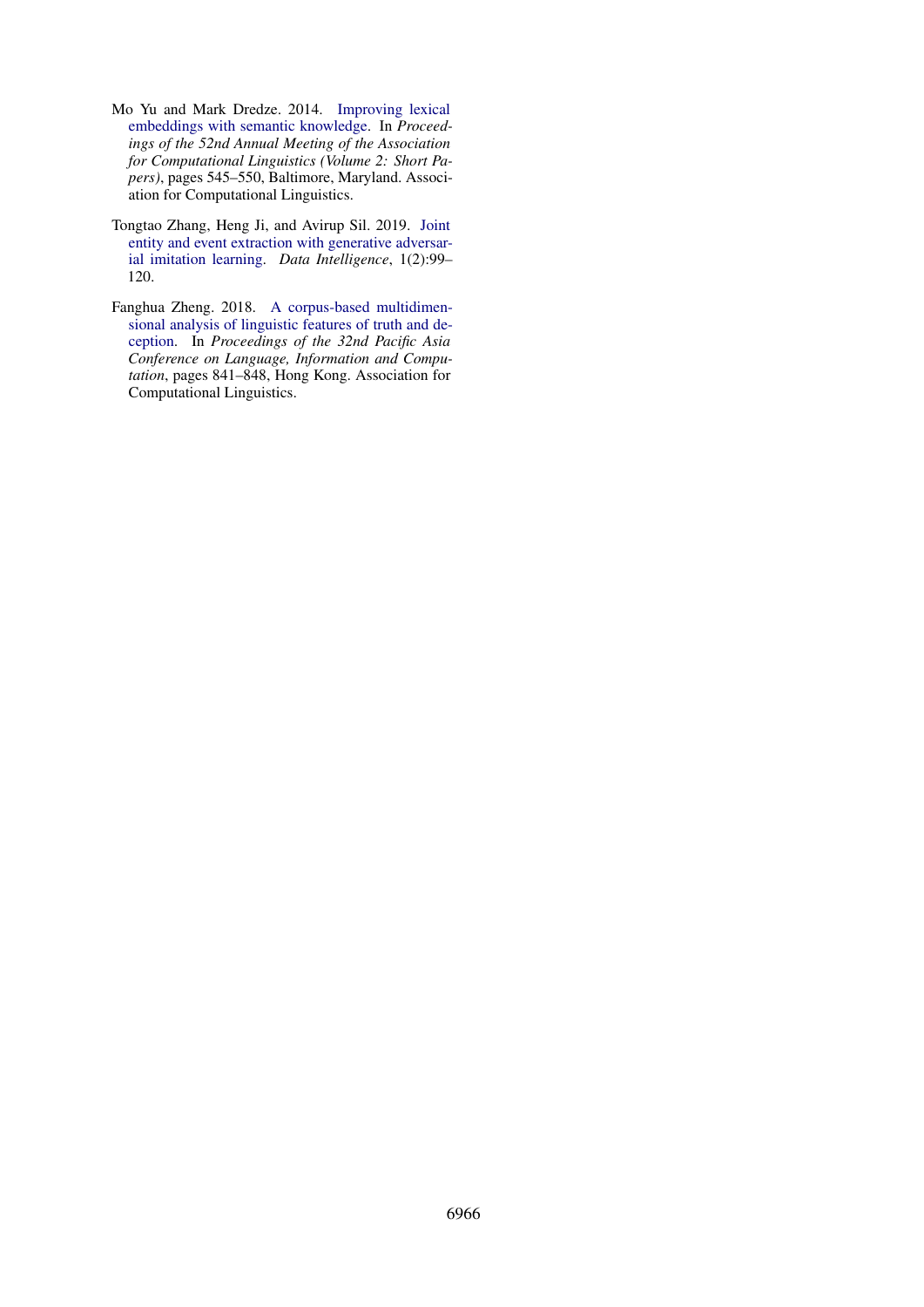Mo Yu and Mark Dredze. 2014. Improving lexical embeddings with semantic knowledge. In *Proceedings of the 52nd Annual Meeting of the Association for Computational Linguistics (Volume 2: Short Papers)*, pages 545–550, Baltimore, Maryland. Association for Computational Linguistics.

Tongtao Zhang, Heng Ji, and Avirup Sil. 2019. Joint entity and event extraction with generative adversarial imitation learning. *Data Intelligence*, 1(2):99–120.

Fanghua Zheng. 2018. A corpus-based multidimensional analysis of linguistic features of truth and deception. In *Proceedings of the 32nd Pacific Asia Conference on Language, Information and Computation*, pages 841–848, Hong Kong. Association for Computational Linguistics.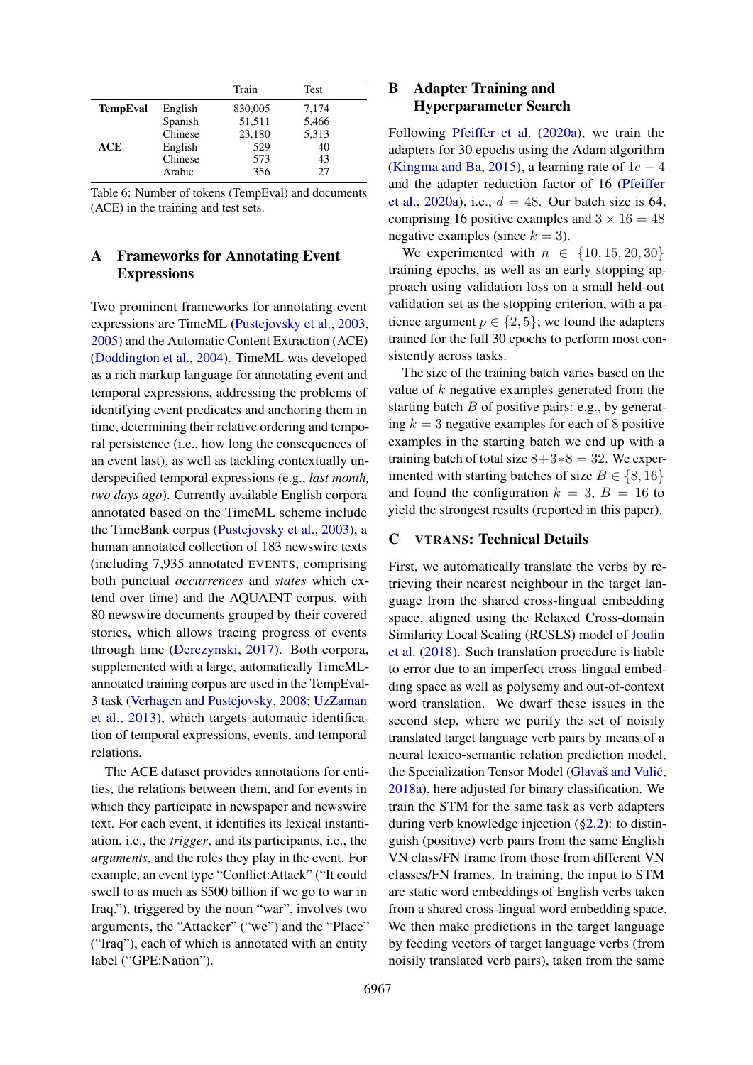| | | Train | Test |
|---|---|---|---|
| **TempEval** | English | 830,005 | 7,174 |
| | Spanish | 51,511 | 5,466 |
| | Chinese | 23,180 | 5,313 |
| **ACE** | English | 529 | 40 |
| | Chinese | 573 | 43 |
| | Arabic | 356 | 27 |

Table 6: Number of tokens (TempEval) and documents (ACE) in the training and test sets.

## A Frameworks for Annotating Event Expressions

Two prominent frameworks for annotating event expressions are TimeML (Pustejovsky et al., 2003, 2005) and the Automatic Content Extraction (ACE) (Doddington et al., 2004). TimeML was developed as a rich markup language for annotating event and temporal expressions, addressing the problems of identifying event predicates and anchoring them in time, determining their relative ordering and temporal persistence (i.e., how long the consequences of an event last), as well as tackling contextually underspecified temporal expressions (e.g., *last month, two days ago*). Currently available English corpora annotated based on the TimeML scheme include the TimeBank corpus (Pustejovsky et al., 2003), a human annotated collection of 183 newswire texts (including 7,935 annotated EVENTS, comprising both punctual *occurrences* and *states* which extend over time) and the AQUAINT corpus, with 80 newswire documents grouped by their covered stories, which allows tracing progress of events through time (Derczynski, 2017). Both corpora, supplemented with a large, automatically TimeML-annotated training corpus are used in the TempEval-3 task (Verhagen and Pustejovsky, 2008; UzZaman et al., 2013), which targets automatic identification of temporal expressions, events, and temporal relations.

The ACE dataset provides annotations for entities, the relations between them, and for events in which they participate in newspaper and newswire text. For each event, it identifies its lexical instantiation, i.e., the *trigger*, and its participants, i.e., the *arguments*, and the roles they play in the event. For example, an event type "Conflict:Attack" ("It could swell to as much as $500 billion if we go to war in Iraq."), triggered by the noun "war", involves two arguments, the "Attacker" ("we") and the "Place" ("Iraq"), each of which is annotated with an entity label ("GPE:Nation").

## B Adapter Training and Hyperparameter Search

Following Pfeiffer et al. (2020a), we train the adapters for 30 epochs using the Adam algorithm (Kingma and Ba, 2015), a learning rate of $1e-4$ and the adapter reduction factor of 16 (Pfeiffer et al., 2020a), i.e., $d = 48$. Our batch size is 64, comprising 16 positive examples and $3 \times 16 = 48$ negative examples (since $k = 3$).

We experimented with $n \in \{10, 15, 20, 30\}$ training epochs, as well as an early stopping approach using validation loss on a small held-out validation set as the stopping criterion, with a patience argument $p \in \{2, 5\}$; we found the adapters trained for the full 30 epochs to perform most consistently across tasks.

The size of the training batch varies based on the value of $k$ negative examples generated from the starting batch $B$ of positive pairs: e.g., by generating $k = 3$ negative examples for each of 8 positive examples in the starting batch we end up with a training batch of total size $8+3*8 = 32$. We experimented with starting batches of size $B \in \{8, 16\}$ and found the configuration $k = 3$, $B = 16$ to yield the strongest results (reported in this paper).

## C VTRANS: Technical Details

First, we automatically translate the verbs by retrieving their nearest neighbour in the target language from the shared cross-lingual embedding space, aligned using the Relaxed Cross-domain Similarity Local Scaling (RCSLS) model of Joulin et al. (2018). Such translation procedure is liable to error due to an imperfect cross-lingual embedding space as well as polysemy and out-of-context word translation. We dwarf these issues in the second step, where we purify the set of noisily translated target language verb pairs by means of a neural lexico-semantic relation prediction model, the Specialization Tensor Model (Glavaš and Vulić, 2018a), here adjusted for binary classification. We train the STM for the same task as verb adapters during verb knowledge injection (§2.2): to distinguish (positive) verb pairs from the same English VN class/FN frame from those from different VN classes/FN frames. In training, the input to STM are static word embeddings of English verbs taken from a shared cross-lingual word embedding space. We then make predictions in the target language by feeding vectors of target language verbs (from noisily translated verb pairs), taken from the same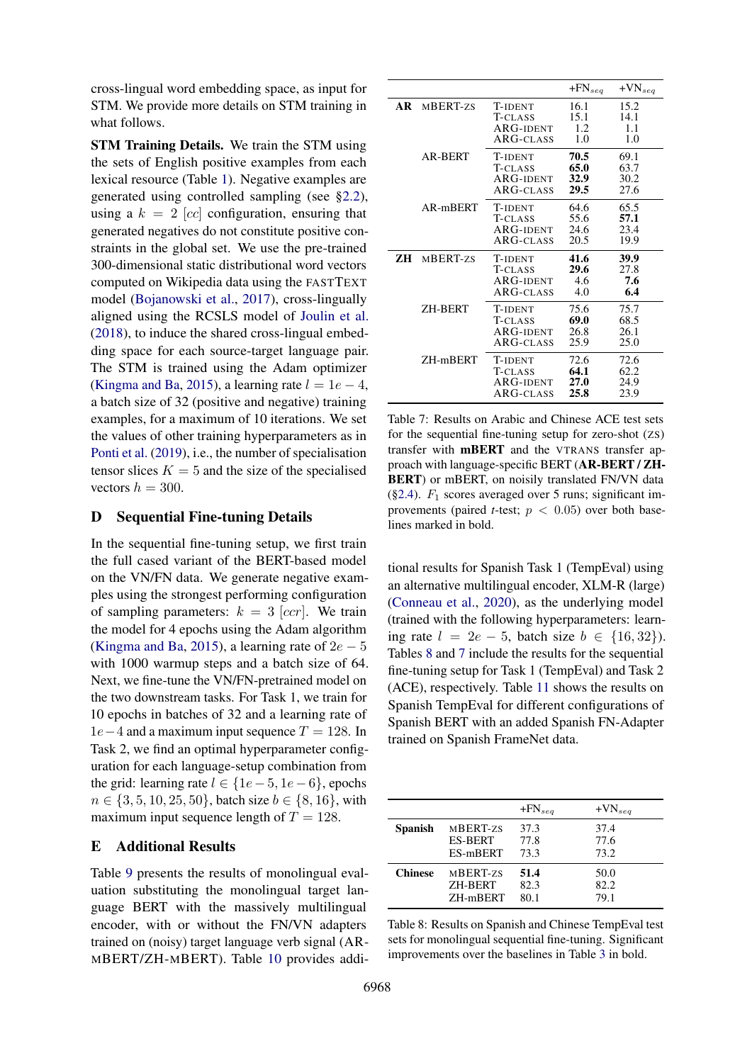cross-lingual word embedding space, as input for STM. We provide more details on STM training in what follows.

**STM Training Details.** We train the STM using the sets of English positive examples from each lexical resource (Table 1). Negative examples are generated using controlled sampling (see §2.2), using a $k = 2$ $[cc]$ configuration, ensuring that generated negatives do not constitute positive constraints in the global set. We use the pre-trained 300-dimensional static distributional word vectors computed on Wikipedia data using the FASTTEXT model (Bojanowski et al., 2017), cross-lingually aligned using the RCSLS model of Joulin et al. (2018), to induce the shared cross-lingual embedding space for each source-target language pair. The STM is trained using the Adam optimizer (Kingma and Ba, 2015), a learning rate $l = 1e-4$, a batch size of 32 (positive and negative) training examples, for a maximum of 10 iterations. We set the values of other training hyperparameters as in Ponti et al. (2019), i.e., the number of specialisation tensor slices $K = 5$ and the size of the specialised vectors $h = 300$.

## D Sequential Fine-tuning Details

In the sequential fine-tuning setup, we first train the full cased variant of the BERT-based model on the VN/FN data. We generate negative examples using the strongest performing configuration of sampling parameters: $k = 3$ $[ccr]$. We train the model for 4 epochs using the Adam algorithm (Kingma and Ba, 2015), a learning rate of $2e-5$ with 1000 warmup steps and a batch size of 64. Next, we fine-tune the VN/FN-pretrained model on the two downstream tasks. For Task 1, we train for 10 epochs in batches of 32 and a learning rate of $1e-4$ and a maximum input sequence $T = 128$. In Task 2, we find an optimal hyperparameter configuration for each language-setup combination from the grid: learning rate $l \in \{1e-5, 1e-6\}$, epochs $n \in \{3, 5, 10, 25, 50\}$, batch size $b \in \{8, 16\}$, with maximum input sequence length of $T = 128$.

## E Additional Results

Table 9 presents the results of monolingual evaluation substituting the monolingual target language BERT with the massively multilingual encoder, with or without the FN/VN adapters trained on (noisy) target language verb signal (AR-MBERT/ZH-MBERT). Table 10 provides additional results for Spanish Task 1 (TempEval) using an alternative multilingual encoder, XLM-R (large) (Conneau et al., 2020), as the underlying model (trained with the following hyperparameters: learning rate $l = 2e-5$, batch size $b \in \{16, 32\}$). Tables 8 and 7 include the results for the sequential fine-tuning setup for Task 1 (TempEval) and Task 2 (ACE), respectively. Table 11 shows the results on Spanish TempEval for different configurations of Spanish BERT with an added Spanish FN-Adapter trained on Spanish FrameNet data.

| | | | $+\text{FN}_{seq}$ | $+\text{VN}_{seq}$ |
|---|---|---|---|---|
| **AR** | MBERT-ZS | T-IDENT | 16.1 | 15.2 |
| | | T-CLASS | 15.1 | 14.1 |
| | | ARG-IDENT | 1.2 | 1.1 |
| | | ARG-CLASS | 1.0 | 1.0 |
| | AR-BERT | T-IDENT | **70.5** | 69.1 |
| | | T-CLASS | **65.0** | 63.7 |
| | | ARG-IDENT | **32.9** | 30.2 |
| | | ARG-CLASS | **29.5** | 27.6 |
| | AR-mBERT | T-IDENT | 64.6 | 65.5 |
| | | T-CLASS | 55.6 | **57.1** |
| | | ARG-IDENT | 24.6 | 23.4 |
| | | ARG-CLASS | 20.5 | 19.9 |
| **ZH** | MBERT-ZS | T-IDENT | **41.6** | **39.9** |
| | | T-CLASS | **29.6** | 27.8 |
| | | ARG-IDENT | 4.6 | **7.6** |
| | | ARG-CLASS | 4.0 | **6.4** |
| | ZH-BERT | T-IDENT | 75.6 | 75.7 |
| | | T-CLASS | **69.0** | 68.5 |
| | | ARG-IDENT | 26.8 | 26.1 |
| | | ARG-CLASS | 25.9 | 25.0 |
| | ZH-mBERT | T-IDENT | 72.6 | 72.6 |
| | | T-CLASS | **64.1** | 62.2 |
| | | ARG-IDENT | **27.0** | 24.9 |
| | | ARG-CLASS | **25.8** | 23.9 |

Table 7: Results on Arabic and Chinese ACE test sets for the sequential fine-tuning setup for zero-shot (ZS) transfer with **mBERT** and the VTRANS transfer approach with language-specific BERT (**AR-BERT / ZH-BERT**) or mBERT, on noisily translated FN/VN data (§2.4). $F_1$ scores averaged over 5 runs; significant improvements (paired $t$-test; $p < 0.05$) over both baselines marked in bold.

| | | $+\text{FN}_{seq}$ | $+\text{VN}_{seq}$ |
|---|---|---|---|
| **Spanish** | MBERT-ZS | 37.3 | 37.4 |
| | ES-BERT | 77.8 | 77.6 |
| | ES-mBERT | 73.3 | 73.2 |
| **Chinese** | MBERT-ZS | **51.4** | 50.0 |
| | ZH-BERT | 82.3 | 82.2 |
| | ZH-mBERT | 80.1 | 79.1 |

Table 8: Results on Spanish and Chinese TempEval test sets for monolingual sequential fine-tuning. Significant improvements over the baselines in Table 3 in bold.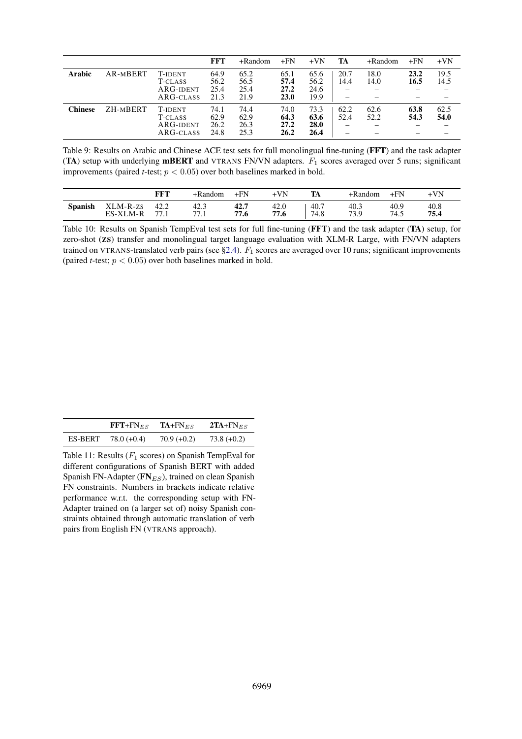| | | | FFT | +Random | +FN | +VN | TA | +Random | +FN | +VN |
|---|---|---|---|---|---|---|---|---|---|---|
| **Arabic** | AR-MBERT | T-IDENT | 64.9 | 65.2 | 65.1 | 65.6 | 20.7 | 18.0 | **23.2** | 19.5 |
| | | T-CLASS | 56.2 | 56.5 | **57.4** | 56.2 | 14.4 | 14.0 | **16.5** | 14.5 |
| | | ARG-IDENT | 25.4 | 25.4 | **27.2** | 24.6 | – | – | – | – |
| | | ARG-CLASS | 21.3 | 21.9 | **23.0** | 19.9 | – | – | – | – |
| **Chinese** | ZH-MBERT | T-IDENT | 74.1 | 74.4 | 74.0 | 73.3 | 62.2 | 62.6 | **63.8** | 62.5 |
| | | T-CLASS | 62.9 | 62.9 | **64.3** | **63.6** | 52.4 | 52.2 | **54.3** | **54.0** |
| | | ARG-IDENT | 26.2 | 26.3 | **27.2** | **28.0** | – | – | – | – |
| | | ARG-CLASS | 24.8 | 25.3 | **26.2** | **26.4** | – | – | – | – |

Table 9: Results on Arabic and Chinese ACE test sets for full monolingual fine-tuning (**FFT**) and the task adapter (**TA**) setup with underlying **mBERT** and VTRANS FN/VN adapters. $F_1$ scores averaged over 5 runs; significant improvements (paired *t*-test; $p < 0.05$) over both baselines marked in bold.

| | | FFT | +Random | +FN | +VN | TA | +Random | +FN | +VN |
|---|---|---|---|---|---|---|---|---|---|
| **Spanish** | XLM-R-ZS | 42.2 | 42.3 | **42.7** | 42.0 | 40.7 | 40.3 | 40.9 | 40.8 |
| | ES-XLM-R | 77.1 | 77.1 | **77.6** | **77.6** | 74.8 | 73.9 | 74.5 | **75.4** |

Table 10: Results on Spanish TempEval test sets for full fine-tuning (**FFT**) and the task adapter (**TA**) setup, for zero-shot (**ZS**) transfer and monolingual target language evaluation with XLM-R Large, with FN/VN adapters trained on VTRANS-translated verb pairs (see §2.4). $F_1$ scores are averaged over 10 runs; significant improvements (paired *t*-test; $p < 0.05$) over both baselines marked in bold.

| | **FFT**+FN$_{ES}$ | **TA**+FN$_{ES}$ | **2TA**+FN$_{ES}$ |
|---|---|---|---|
| ES-BERT | 78.0 (+0.4) | 70.9 (+0.2) | 73.8 (+0.2) |

Table 11: Results ($F_1$ scores) on Spanish TempEval for different configurations of Spanish BERT with added Spanish FN-Adapter (**FN**$_{ES}$), trained on clean Spanish FN constraints. Numbers in brackets indicate relative performance w.r.t. the corresponding setup with FN-Adapter trained on (a larger set of) noisy Spanish constraints obtained through automatic translation of verb pairs from English FN (VTRANS approach).